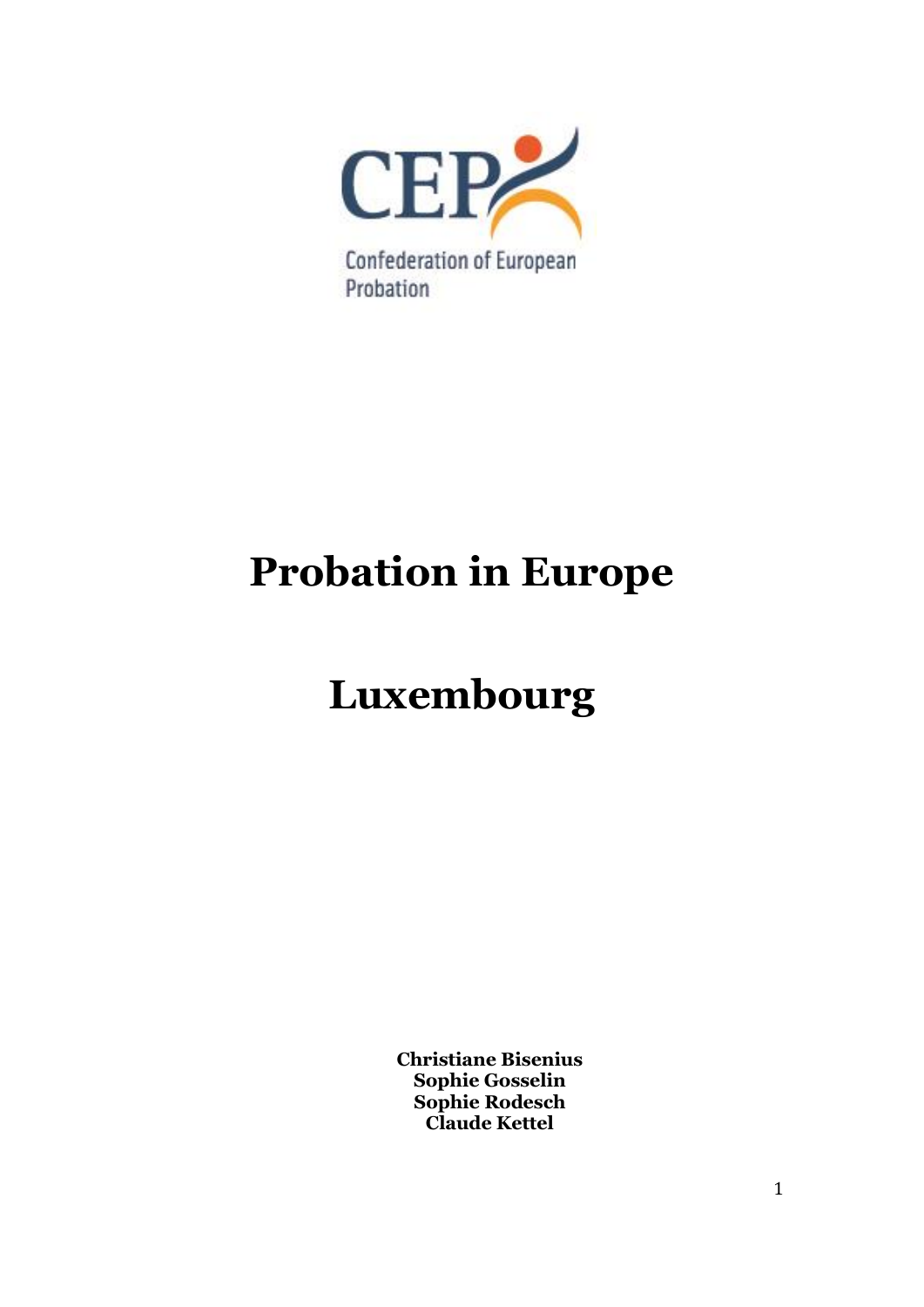CEP

Confederation of European Probation

# Probation in Europe

# Luxembourg

**Christiane Bisenius**
**Sophie Gosselin**
**Sophie Rodesch**
**Claude Kettel**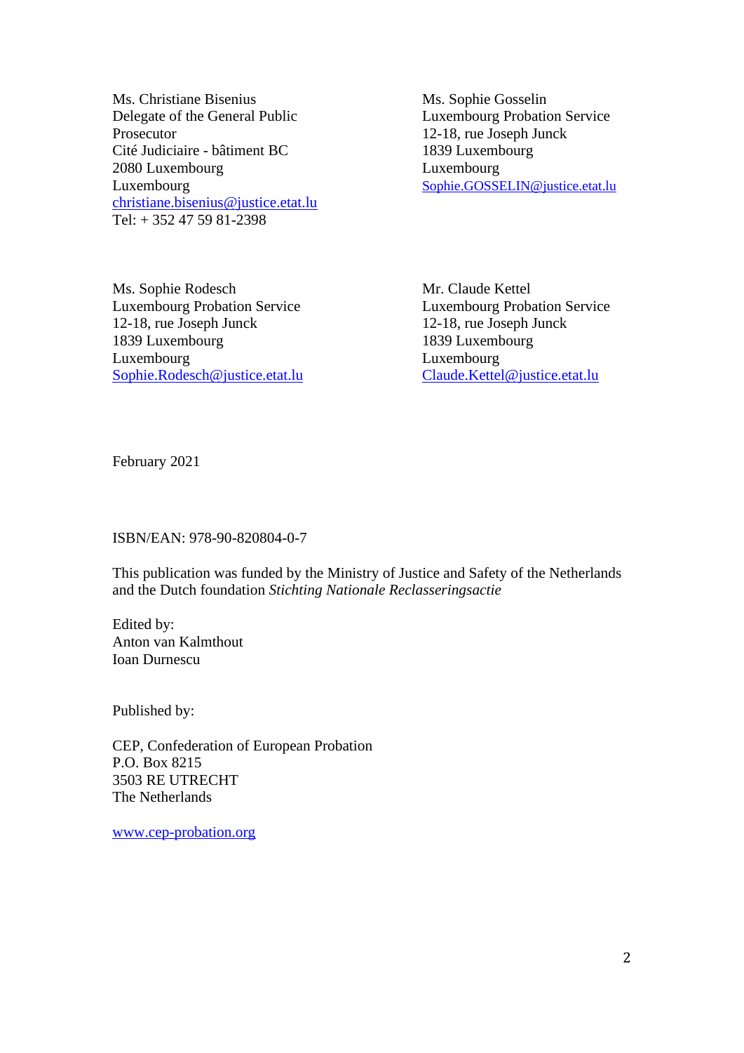Ms. Christiane Bisenius
Delegate of the General Public Prosecutor
Cité Judiciaire - bâtiment BC
2080 Luxembourg
Luxembourg
christiane.bisenius@justice.etat.lu
Tel: + 352 47 59 81-2398

Ms. Sophie Gosselin
Luxembourg Probation Service
12-18, rue Joseph Junck
1839 Luxembourg
Luxembourg
Sophie.GOSSELIN@justice.etat.lu

Ms. Sophie Rodesch
Luxembourg Probation Service
12-18, rue Joseph Junck
1839 Luxembourg
Luxembourg
Sophie.Rodesch@justice.etat.lu

Mr. Claude Kettel
Luxembourg Probation Service
12-18, rue Joseph Junck
1839 Luxembourg
Luxembourg
Claude.Kettel@justice.etat.lu

February 2021

ISBN/EAN: 978-90-820804-0-7

This publication was funded by the Ministry of Justice and Safety of the Netherlands and the Dutch foundation *Stichting Nationale Reclasseringsactie*

Edited by:
Anton van Kalmthout
Ioan Durnescu

Published by:

CEP, Confederation of European Probation
P.O. Box 8215
3503 RE UTRECHT
The Netherlands

www.cep-probation.org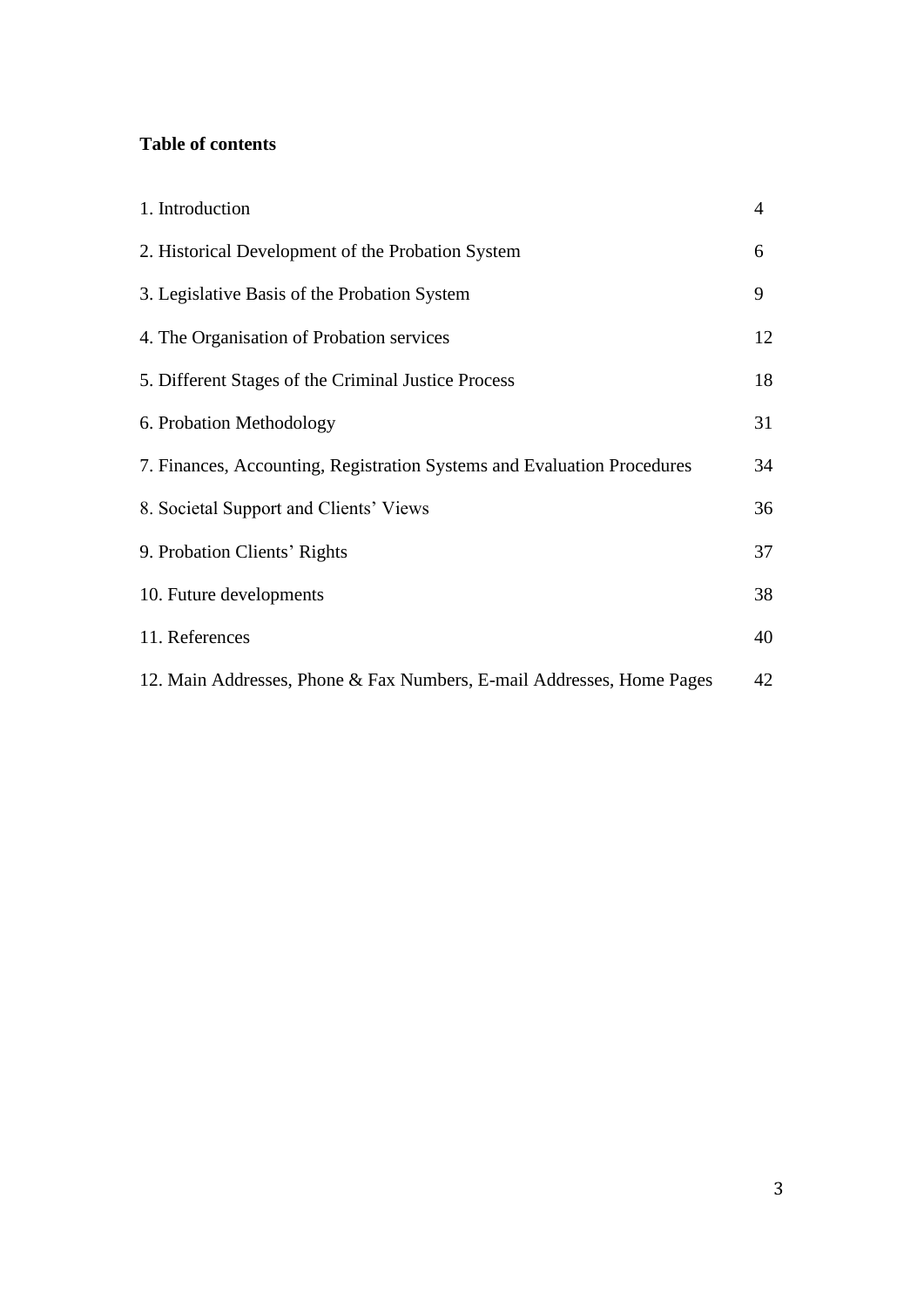**Table of contents**

| | |
|---|---|
| 1. Introduction | 4 |
| 2. Historical Development of the Probation System | 6 |
| 3. Legislative Basis of the Probation System | 9 |
| 4. The Organisation of Probation services | 12 |
| 5. Different Stages of the Criminal Justice Process | 18 |
| 6. Probation Methodology | 31 |
| 7. Finances, Accounting, Registration Systems and Evaluation Procedures | 34 |
| 8. Societal Support and Clients' Views | 36 |
| 9. Probation Clients' Rights | 37 |
| 10. Future developments | 38 |
| 11. References | 40 |
| 12. Main Addresses, Phone & Fax Numbers, E-mail Addresses, Home Pages | 42 |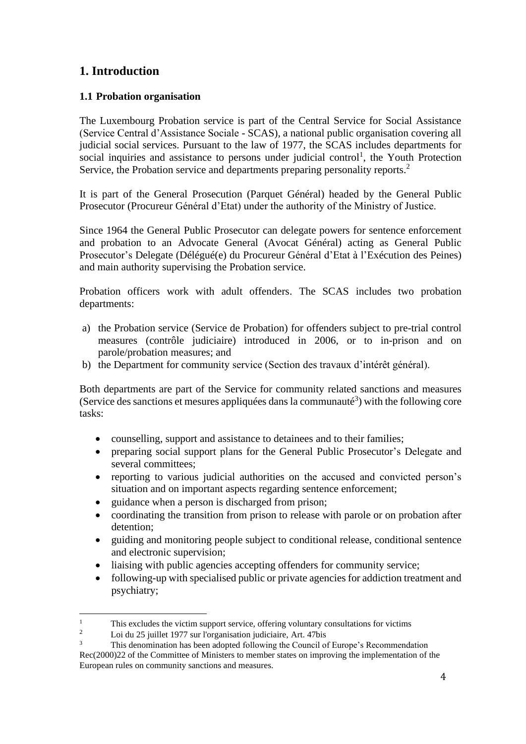# 1. Introduction

## 1.1 Probation organisation

The Luxembourg Probation service is part of the Central Service for Social Assistance (Service Central d'Assistance Sociale - SCAS), a national public organisation covering all judicial social services. Pursuant to the law of 1977, the SCAS includes departments for social inquiries and assistance to persons under judicial control[1], the Youth Protection Service, the Probation service and departments preparing personality reports.[2]

It is part of the General Prosecution (Parquet Général) headed by the General Public Prosecutor (Procureur Général d'Etat) under the authority of the Ministry of Justice.

Since 1964 the General Public Prosecutor can delegate powers for sentence enforcement and probation to an Advocate General (Avocat Général) acting as General Public Prosecutor's Delegate (Délégué(e) du Procureur Général d'Etat à l'Exécution des Peines) and main authority supervising the Probation service.

Probation officers work with adult offenders. The SCAS includes two probation departments:

a) the Probation service (Service de Probation) for offenders subject to pre-trial control measures (contrôle judiciaire) introduced in 2006, or to in-prison and on parole/probation measures; and
b) the Department for community service (Section des travaux d'intérêt général).

Both departments are part of the Service for community related sanctions and measures (Service des sanctions et mesures appliquées dans la communauté[3]) with the following core tasks:

- counselling, support and assistance to detainees and to their families;
- preparing social support plans for the General Public Prosecutor's Delegate and several committees;
- reporting to various judicial authorities on the accused and convicted person's situation and on important aspects regarding sentence enforcement;
- guidance when a person is discharged from prison;
- coordinating the transition from prison to release with parole or on probation after detention;
- guiding and monitoring people subject to conditional release, conditional sentence and electronic supervision;
- liaising with public agencies accepting offenders for community service;
- following-up with specialised public or private agencies for addiction treatment and psychiatry;

---

[1] This excludes the victim support service, offering voluntary consultations for victims

[2] Loi du 25 juillet 1977 sur l'organisation judiciaire, Art. 47bis

[3] This denomination has been adopted following the Council of Europe's Recommendation Rec(2000)22 of the Committee of Ministers to member states on improving the implementation of the European rules on community sanctions and measures.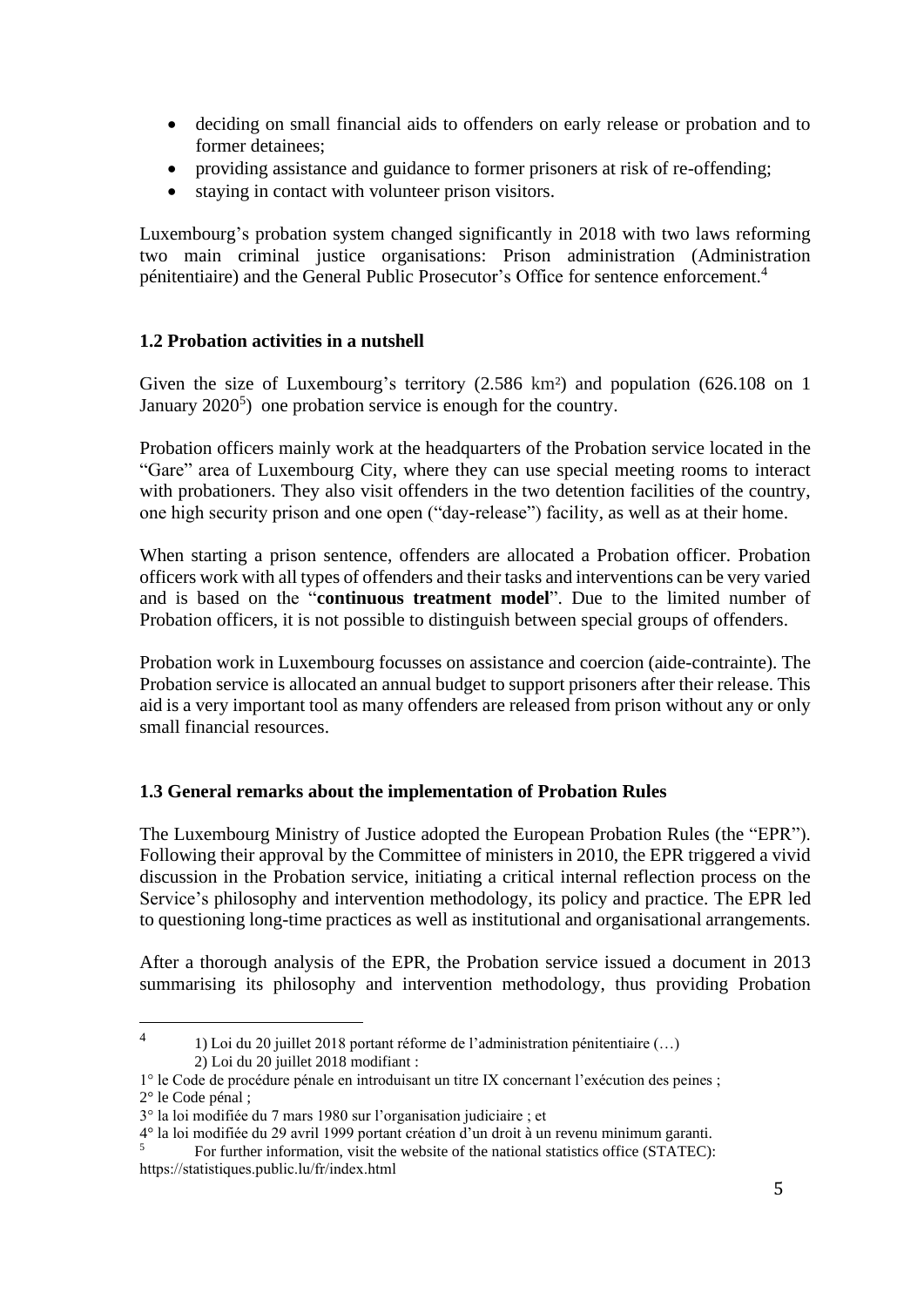- deciding on small financial aids to offenders on early release or probation and to former detainees;
- providing assistance and guidance to former prisoners at risk of re-offending;
- staying in contact with volunteer prison visitors.

Luxembourg's probation system changed significantly in 2018 with two laws reforming two main criminal justice organisations: Prison administration (Administration pénitentiaire) and the General Public Prosecutor's Office for sentence enforcement.[4]

### 1.2 Probation activities in a nutshell

Given the size of Luxembourg's territory (2.586 km²) and population (626.108 on 1 January 2020[5]) one probation service is enough for the country.

Probation officers mainly work at the headquarters of the Probation service located in the "Gare" area of Luxembourg City, where they can use special meeting rooms to interact with probationers. They also visit offenders in the two detention facilities of the country, one high security prison and one open ("day-release") facility, as well as at their home.

When starting a prison sentence, offenders are allocated a Probation officer. Probation officers work with all types of offenders and their tasks and interventions can be very varied and is based on the "**continuous treatment model**". Due to the limited number of Probation officers, it is not possible to distinguish between special groups of offenders.

Probation work in Luxembourg focusses on assistance and coercion (aide-contrainte). The Probation service is allocated an annual budget to support prisoners after their release. This aid is a very important tool as many offenders are released from prison without any or only small financial resources.

### 1.3 General remarks about the implementation of Probation Rules

The Luxembourg Ministry of Justice adopted the European Probation Rules (the "EPR"). Following their approval by the Committee of ministers in 2010, the EPR triggered a vivid discussion in the Probation service, initiating a critical internal reflection process on the Service's philosophy and intervention methodology, its policy and practice. The EPR led to questioning long-time practices as well as institutional and organisational arrangements.

After a thorough analysis of the EPR, the Probation service issued a document in 2013 summarising its philosophy and intervention methodology, thus providing Probation

---

[4] 1) Loi du 20 juillet 2018 portant réforme de l'administration pénitentiaire (…)
2) Loi du 20 juillet 2018 modifiant :
1° le Code de procédure pénale en introduisant un titre IX concernant l'exécution des peines ;
2° le Code pénal ;
3° la loi modifiée du 7 mars 1980 sur l'organisation judiciaire ; et
4° la loi modifiée du 29 avril 1999 portant création d'un droit à un revenu minimum garanti.

[5] For further information, visit the website of the national statistics office (STATEC): https://statistiques.public.lu/fr/index.html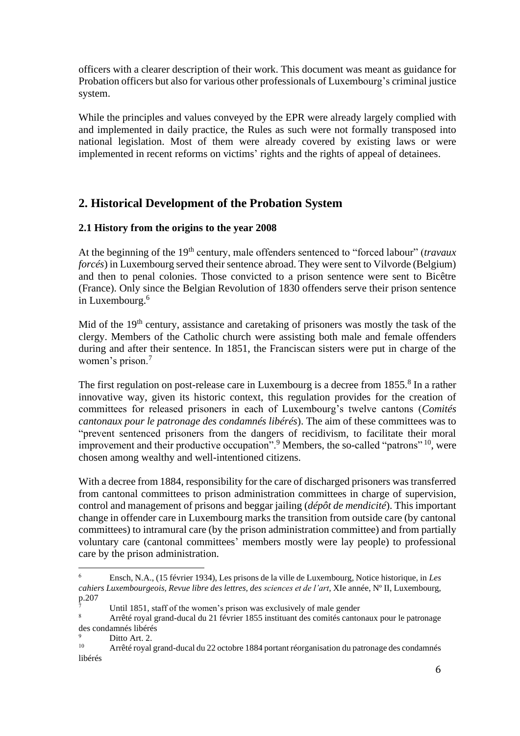officers with a clearer description of their work. This document was meant as guidance for Probation officers but also for various other professionals of Luxembourg's criminal justice system.

While the principles and values conveyed by the EPR were already largely complied with and implemented in daily practice, the Rules as such were not formally transposed into national legislation. Most of them were already covered by existing laws or were implemented in recent reforms on victims' rights and the rights of appeal of detainees.

## 2. Historical Development of the Probation System

### 2.1 History from the origins to the year 2008

At the beginning of the 19th century, male offenders sentenced to "forced labour" (*travaux forcés*) in Luxembourg served their sentence abroad. They were sent to Vilvorde (Belgium) and then to penal colonies. Those convicted to a prison sentence were sent to Bicêtre (France). Only since the Belgian Revolution of 1830 offenders serve their prison sentence in Luxembourg.[6]

Mid of the 19th century, assistance and caretaking of prisoners was mostly the task of the clergy. Members of the Catholic church were assisting both male and female offenders during and after their sentence. In 1851, the Franciscan sisters were put in charge of the women's prison.[7]

The first regulation on post-release care in Luxembourg is a decree from 1855.[8] In a rather innovative way, given its historic context, this regulation provides for the creation of committees for released prisoners in each of Luxembourg's twelve cantons (*Comités cantonaux pour le patronage des condamnés libérés*). The aim of these committees was to "prevent sentenced prisoners from the dangers of recidivism, to facilitate their moral improvement and their productive occupation".[9] Members, the so-called "patrons" [10], were chosen among wealthy and well-intentioned citizens.

With a decree from 1884, responsibility for the care of discharged prisoners was transferred from cantonal committees to prison administration committees in charge of supervision, control and management of prisons and beggar jailing (*dépôt de mendicité*). This important change in offender care in Luxembourg marks the transition from outside care (by cantonal committees) to intramural care (by the prison administration committee) and from partially voluntary care (cantonal committees' members mostly were lay people) to professional care by the prison administration.

---

[6] Ensch, N.A., (15 février 1934), Les prisons de la ville de Luxembourg, Notice historique, in *Les cahiers Luxembourgeois, Revue libre des lettres, des sciences et de l'art*, XIe année, Nº II, Luxembourg, p.207

[7] Until 1851, staff of the women's prison was exclusively of male gender

[8] Arrêté royal grand-ducal du 21 février 1855 instituant des comités cantonaux pour le patronage des condamnés libérés

[9] Ditto Art. 2.

[10] Arrêté royal grand-ducal du 22 octobre 1884 portant réorganisation du patronage des condamnés libérés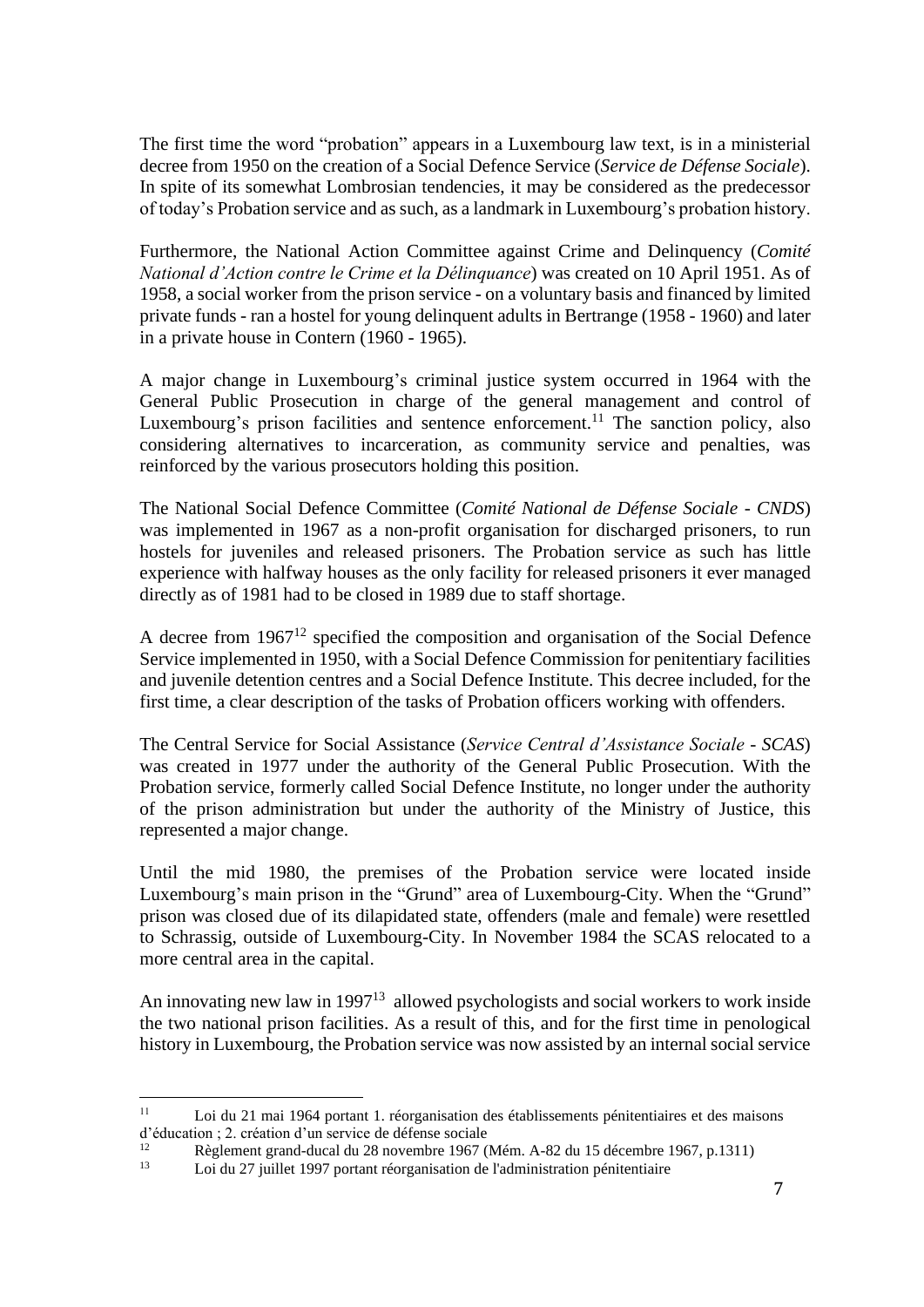The first time the word "probation" appears in a Luxembourg law text, is in a ministerial decree from 1950 on the creation of a Social Defence Service (*Service de Défense Sociale*). In spite of its somewhat Lombrosian tendencies, it may be considered as the predecessor of today's Probation service and as such, as a landmark in Luxembourg's probation history.

Furthermore, the National Action Committee against Crime and Delinquency (*Comité National d'Action contre le Crime et la Délinquance*) was created on 10 April 1951. As of 1958, a social worker from the prison service - on a voluntary basis and financed by limited private funds - ran a hostel for young delinquent adults in Bertrange (1958 - 1960) and later in a private house in Contern (1960 - 1965).

A major change in Luxembourg's criminal justice system occurred in 1964 with the General Public Prosecution in charge of the general management and control of Luxembourg's prison facilities and sentence enforcement.[11] The sanction policy, also considering alternatives to incarceration, as community service and penalties, was reinforced by the various prosecutors holding this position.

The National Social Defence Committee (*Comité National de Défense Sociale - CNDS*) was implemented in 1967 as a non-profit organisation for discharged prisoners, to run hostels for juveniles and released prisoners. The Probation service as such has little experience with halfway houses as the only facility for released prisoners it ever managed directly as of 1981 had to be closed in 1989 due to staff shortage.

A decree from 1967[12] specified the composition and organisation of the Social Defence Service implemented in 1950, with a Social Defence Commission for penitentiary facilities and juvenile detention centres and a Social Defence Institute. This decree included, for the first time, a clear description of the tasks of Probation officers working with offenders.

The Central Service for Social Assistance (*Service Central d'Assistance Sociale - SCAS*) was created in 1977 under the authority of the General Public Prosecution. With the Probation service, formerly called Social Defence Institute, no longer under the authority of the prison administration but under the authority of the Ministry of Justice, this represented a major change.

Until the mid 1980, the premises of the Probation service were located inside Luxembourg's main prison in the "Grund" area of Luxembourg-City. When the "Grund" prison was closed due of its dilapidated state, offenders (male and female) were resettled to Schrassig, outside of Luxembourg-City. In November 1984 the SCAS relocated to a more central area in the capital.

An innovating new law in 1997[13] allowed psychologists and social workers to work inside the two national prison facilities. As a result of this, and for the first time in penological history in Luxembourg, the Probation service was now assisted by an internal social service

---

[11] Loi du 21 mai 1964 portant 1. réorganisation des établissements pénitentiaires et des maisons d'éducation ; 2. création d'un service de défense sociale

[12] Règlement grand-ducal du 28 novembre 1967 (Mém. A-82 du 15 décembre 1967, p.1311)

[13] Loi du 27 juillet 1997 portant réorganisation de l'administration pénitentiaire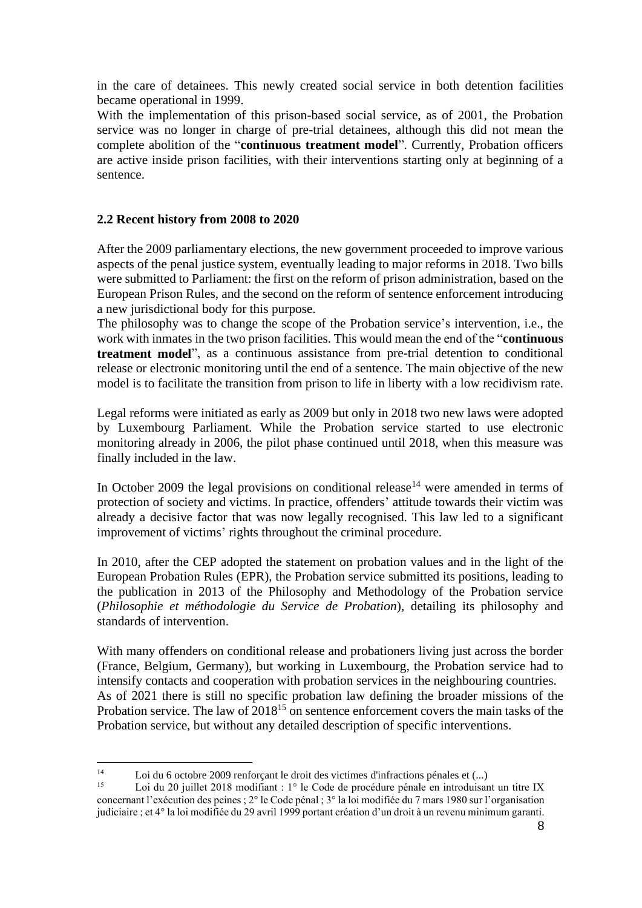in the care of detainees. This newly created social service in both detention facilities became operational in 1999.

With the implementation of this prison-based social service, as of 2001, the Probation service was no longer in charge of pre-trial detainees, although this did not mean the complete abolition of the "**continuous treatment model**". Currently, Probation officers are active inside prison facilities, with their interventions starting only at beginning of a sentence.

### 2.2 Recent history from 2008 to 2020

After the 2009 parliamentary elections, the new government proceeded to improve various aspects of the penal justice system, eventually leading to major reforms in 2018. Two bills were submitted to Parliament: the first on the reform of prison administration, based on the European Prison Rules, and the second on the reform of sentence enforcement introducing a new jurisdictional body for this purpose.

The philosophy was to change the scope of the Probation service's intervention, i.e., the work with inmates in the two prison facilities. This would mean the end of the "**continuous treatment model**", as a continuous assistance from pre-trial detention to conditional release or electronic monitoring until the end of a sentence. The main objective of the new model is to facilitate the transition from prison to life in liberty with a low recidivism rate.

Legal reforms were initiated as early as 2009 but only in 2018 two new laws were adopted by Luxembourg Parliament. While the Probation service started to use electronic monitoring already in 2006, the pilot phase continued until 2018, when this measure was finally included in the law.

In October 2009 the legal provisions on conditional release[14] were amended in terms of protection of society and victims. In practice, offenders' attitude towards their victim was already a decisive factor that was now legally recognised. This law led to a significant improvement of victims' rights throughout the criminal procedure.

In 2010, after the CEP adopted the statement on probation values and in the light of the European Probation Rules (EPR), the Probation service submitted its positions, leading to the publication in 2013 of the Philosophy and Methodology of the Probation service (*Philosophie et méthodologie du Service de Probation*), detailing its philosophy and standards of intervention.

With many offenders on conditional release and probationers living just across the border (France, Belgium, Germany), but working in Luxembourg, the Probation service had to intensify contacts and cooperation with probation services in the neighbouring countries.

As of 2021 there is still no specific probation law defining the broader missions of the Probation service. The law of 2018[15] on sentence enforcement covers the main tasks of the Probation service, but without any detailed description of specific interventions.

---

[14] Loi du 6 octobre 2009 renforçant le droit des victimes d'infractions pénales et (...)

[15] Loi du 20 juillet 2018 modifiant : 1° le Code de procédure pénale en introduisant un titre IX concernant l'exécution des peines ; 2° le Code pénal ; 3° la loi modifiée du 7 mars 1980 sur l'organisation judiciaire ; et 4° la loi modifiée du 29 avril 1999 portant création d'un droit à un revenu minimum garanti.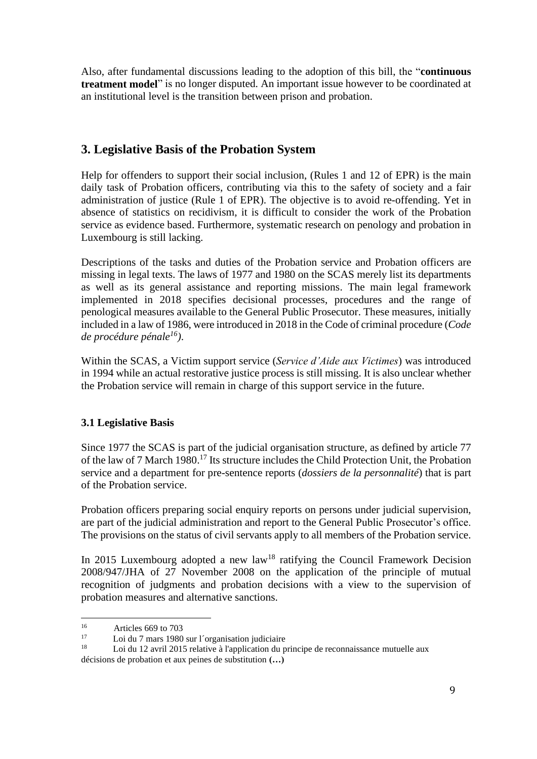Also, after fundamental discussions leading to the adoption of this bill, the "**continuous treatment model**" is no longer disputed. An important issue however to be coordinated at an institutional level is the transition between prison and probation.

## 3. Legislative Basis of the Probation System

Help for offenders to support their social inclusion, (Rules 1 and 12 of EPR) is the main daily task of Probation officers, contributing via this to the safety of society and a fair administration of justice (Rule 1 of EPR). The objective is to avoid re-offending. Yet in absence of statistics on recidivism, it is difficult to consider the work of the Probation service as evidence based. Furthermore, systematic research on penology and probation in Luxembourg is still lacking.

Descriptions of the tasks and duties of the Probation service and Probation officers are missing in legal texts. The laws of 1977 and 1980 on the SCAS merely list its departments as well as its general assistance and reporting missions. The main legal framework implemented in 2018 specifies decisional processes, procedures and the range of penological measures available to the General Public Prosecutor. These measures, initially included in a law of 1986, were introduced in 2018 in the Code of criminal procedure (*Code de procédure pénale*[16]).

Within the SCAS, a Victim support service (*Service d'Aide aux Victimes*) was introduced in 1994 while an actual restorative justice process is still missing. It is also unclear whether the Probation service will remain in charge of this support service in the future.

### 3.1 Legislative Basis

Since 1977 the SCAS is part of the judicial organisation structure, as defined by article 77 of the law of 7 March 1980.[17] Its structure includes the Child Protection Unit, the Probation service and a department for pre-sentence reports (*dossiers de la personnalité*) that is part of the Probation service.

Probation officers preparing social enquiry reports on persons under judicial supervision, are part of the judicial administration and report to the General Public Prosecutor's office. The provisions on the status of civil servants apply to all members of the Probation service.

In 2015 Luxembourg adopted a new law[18] ratifying the Council Framework Decision 2008/947/JHA of 27 November 2008 on the application of the principle of mutual recognition of judgments and probation decisions with a view to the supervision of probation measures and alternative sanctions.

---

[16] Articles 669 to 703

[17] Loi du 7 mars 1980 sur l´organisation judiciaire

[18] Loi du 12 avril 2015 relative à l'application du principe de reconnaissance mutuelle aux décisions de probation et aux peines de substitution **(…)**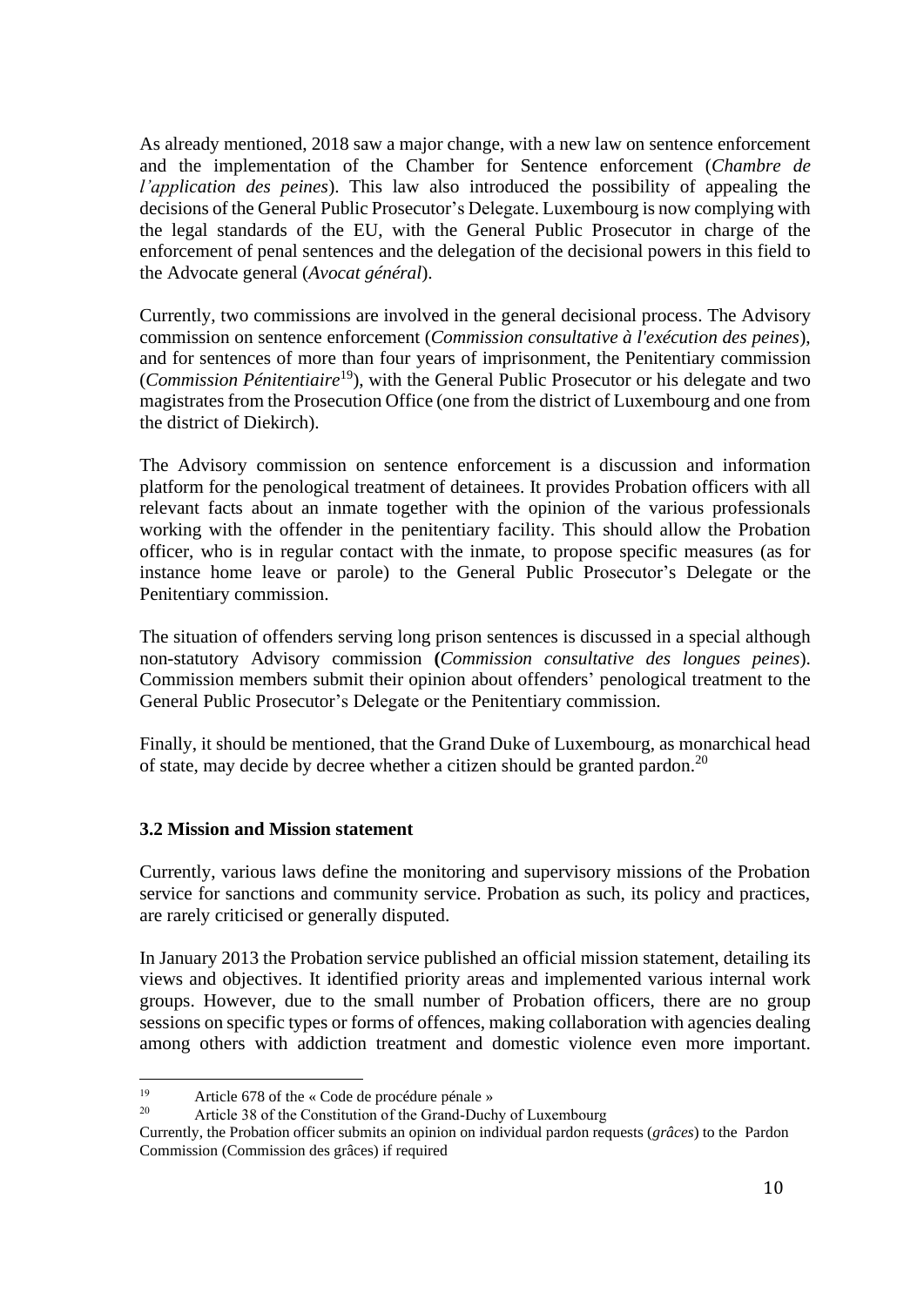As already mentioned, 2018 saw a major change, with a new law on sentence enforcement and the implementation of the Chamber for Sentence enforcement (*Chambre de l'application des peines*). This law also introduced the possibility of appealing the decisions of the General Public Prosecutor's Delegate. Luxembourg is now complying with the legal standards of the EU, with the General Public Prosecutor in charge of the enforcement of penal sentences and the delegation of the decisional powers in this field to the Advocate general (*Avocat général*).

Currently, two commissions are involved in the general decisional process. The Advisory commission on sentence enforcement (*Commission consultative à l'exécution des peines*), and for sentences of more than four years of imprisonment, the Penitentiary commission (*Commission Pénitentiaire*[19]), with the General Public Prosecutor or his delegate and two magistrates from the Prosecution Office (one from the district of Luxembourg and one from the district of Diekirch).

The Advisory commission on sentence enforcement is a discussion and information platform for the penological treatment of detainees. It provides Probation officers with all relevant facts about an inmate together with the opinion of the various professionals working with the offender in the penitentiary facility. This should allow the Probation officer, who is in regular contact with the inmate, to propose specific measures (as for instance home leave or parole) to the General Public Prosecutor's Delegate or the Penitentiary commission.

The situation of offenders serving long prison sentences is discussed in a special although non-statutory Advisory commission **(***Commission consultative des longues peines*). Commission members submit their opinion about offenders' penological treatment to the General Public Prosecutor's Delegate or the Penitentiary commission.

Finally, it should be mentioned, that the Grand Duke of Luxembourg, as monarchical head of state, may decide by decree whether a citizen should be granted pardon.[20]

### 3.2 Mission and Mission statement

Currently, various laws define the monitoring and supervisory missions of the Probation service for sanctions and community service. Probation as such, its policy and practices, are rarely criticised or generally disputed.

In January 2013 the Probation service published an official mission statement, detailing its views and objectives. It identified priority areas and implemented various internal work groups. However, due to the small number of Probation officers, there are no group sessions on specific types or forms of offences, making collaboration with agencies dealing among others with addiction treatment and domestic violence even more important.

---

[19] Article 678 of the « Code de procédure pénale »

[20] Article 38 of the Constitution of the Grand-Duchy of Luxembourg

Currently, the Probation officer submits an opinion on individual pardon requests (*grâces*) to the Pardon Commission (Commission des grâces) if required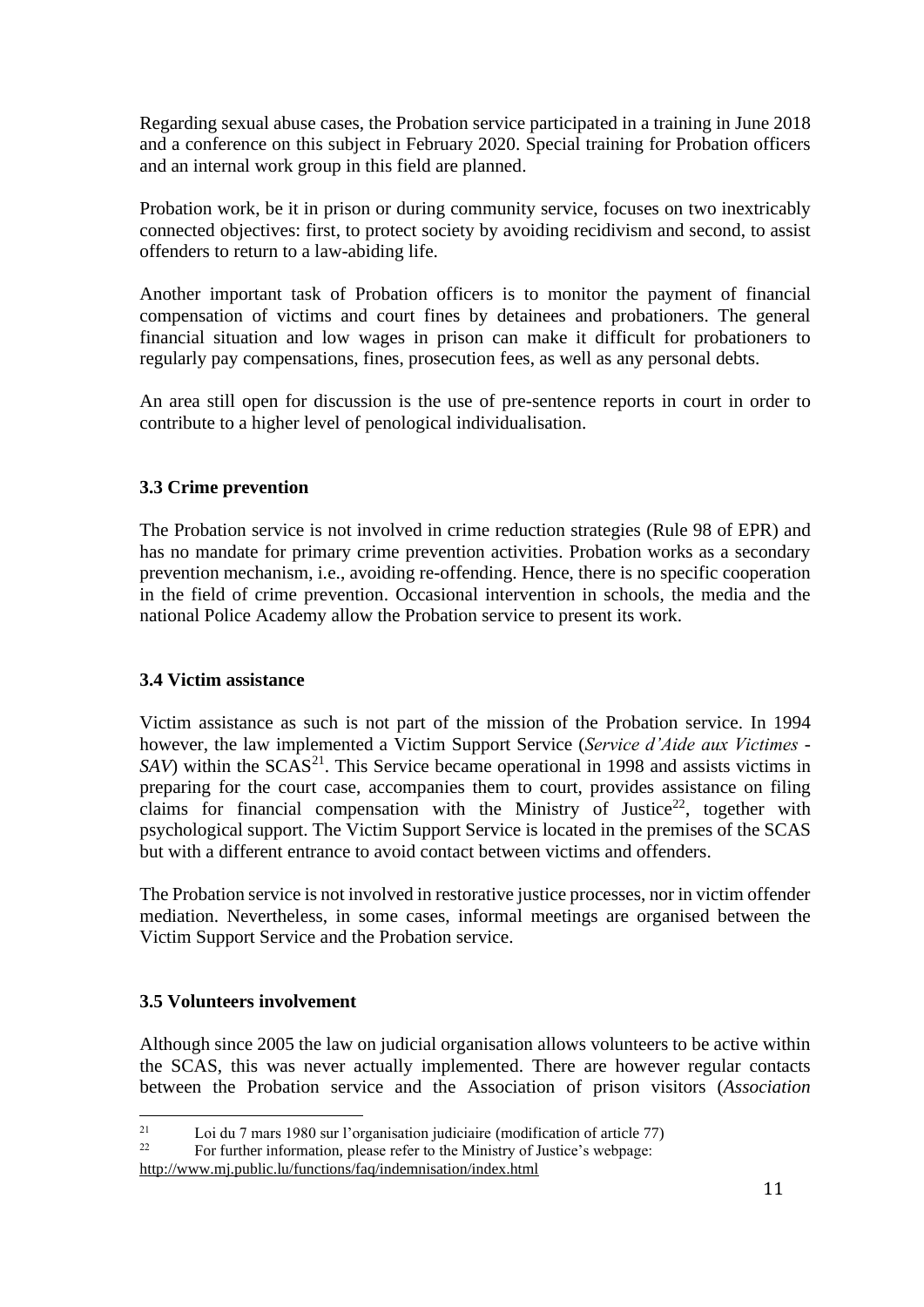Regarding sexual abuse cases, the Probation service participated in a training in June 2018 and a conference on this subject in February 2020. Special training for Probation officers and an internal work group in this field are planned.

Probation work, be it in prison or during community service, focuses on two inextricably connected objectives: first, to protect society by avoiding recidivism and second, to assist offenders to return to a law-abiding life.

Another important task of Probation officers is to monitor the payment of financial compensation of victims and court fines by detainees and probationers. The general financial situation and low wages in prison can make it difficult for probationers to regularly pay compensations, fines, prosecution fees, as well as any personal debts.

An area still open for discussion is the use of pre-sentence reports in court in order to contribute to a higher level of penological individualisation.

### 3.3 Crime prevention

The Probation service is not involved in crime reduction strategies (Rule 98 of EPR) and has no mandate for primary crime prevention activities. Probation works as a secondary prevention mechanism, i.e., avoiding re-offending. Hence, there is no specific cooperation in the field of crime prevention. Occasional intervention in schools, the media and the national Police Academy allow the Probation service to present its work.

### 3.4 Victim assistance

Victim assistance as such is not part of the mission of the Probation service. In 1994 however, the law implemented a Victim Support Service (*Service d'Aide aux Victimes - SAV*) within the SCAS[21]. This Service became operational in 1998 and assists victims in preparing for the court case, accompanies them to court, provides assistance on filing claims for financial compensation with the Ministry of Justice[22], together with psychological support. The Victim Support Service is located in the premises of the SCAS but with a different entrance to avoid contact between victims and offenders.

The Probation service is not involved in restorative justice processes, nor in victim offender mediation. Nevertheless, in some cases, informal meetings are organised between the Victim Support Service and the Probation service.

### 3.5 Volunteers involvement

Although since 2005 the law on judicial organisation allows volunteers to be active within the SCAS, this was never actually implemented. There are however regular contacts between the Probation service and the Association of prison visitors (*Association*

---

[21] Loi du 7 mars 1980 sur l'organisation judiciaire (modification of article 77)

[22] For further information, please refer to the Ministry of Justice's webpage: http://www.mj.public.lu/functions/faq/indemnisation/index.html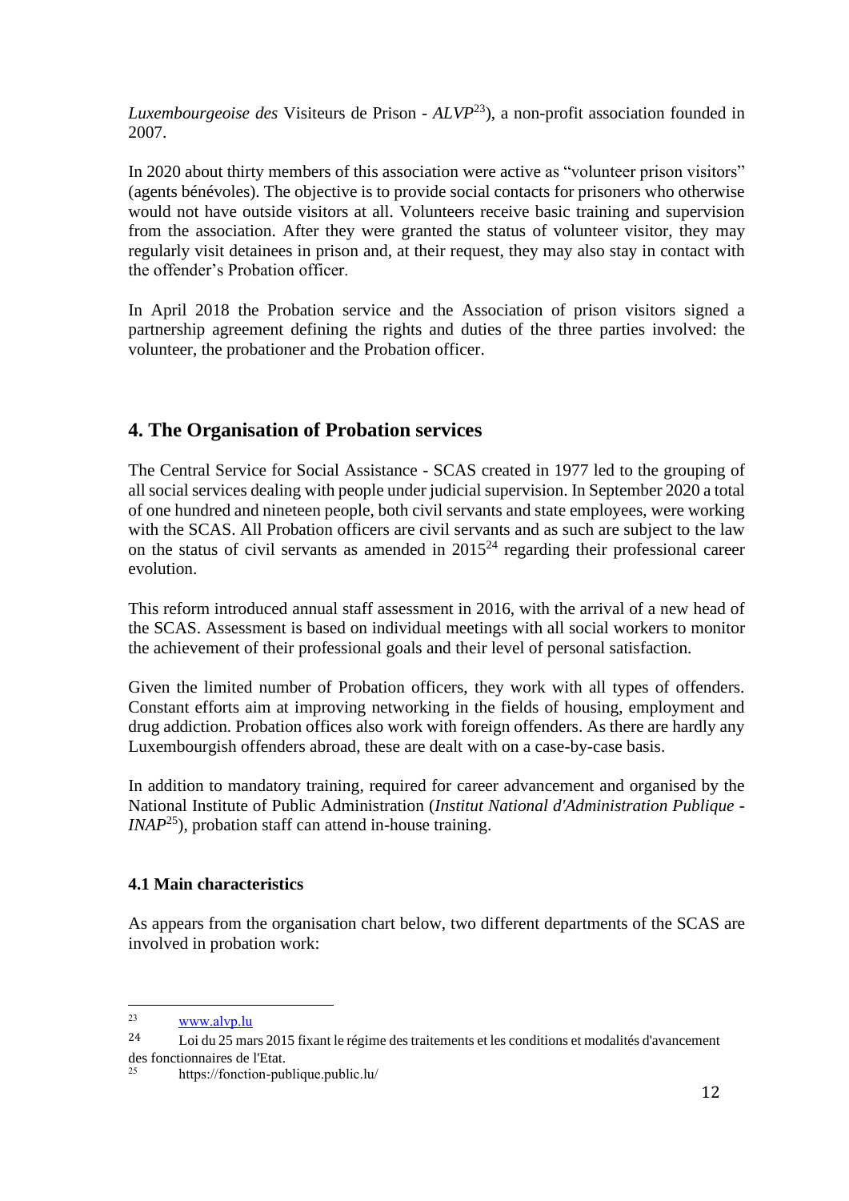*Luxembourgeoise des* Visiteurs de Prison - *ALVP*[23]), a non-profit association founded in 2007.

In 2020 about thirty members of this association were active as "volunteer prison visitors" (agents bénévoles). The objective is to provide social contacts for prisoners who otherwise would not have outside visitors at all. Volunteers receive basic training and supervision from the association. After they were granted the status of volunteer visitor, they may regularly visit detainees in prison and, at their request, they may also stay in contact with the offender's Probation officer.

In April 2018 the Probation service and the Association of prison visitors signed a partnership agreement defining the rights and duties of the three parties involved: the volunteer, the probationer and the Probation officer.

## 4. The Organisation of Probation services

The Central Service for Social Assistance - SCAS created in 1977 led to the grouping of all social services dealing with people under judicial supervision. In September 2020 a total of one hundred and nineteen people, both civil servants and state employees, were working with the SCAS. All Probation officers are civil servants and as such are subject to the law on the status of civil servants as amended in 2015[24] regarding their professional career evolution.

This reform introduced annual staff assessment in 2016, with the arrival of a new head of the SCAS. Assessment is based on individual meetings with all social workers to monitor the achievement of their professional goals and their level of personal satisfaction.

Given the limited number of Probation officers, they work with all types of offenders. Constant efforts aim at improving networking in the fields of housing, employment and drug addiction. Probation offices also work with foreign offenders. As there are hardly any Luxembourgish offenders abroad, these are dealt with on a case-by-case basis.

In addition to mandatory training, required for career advancement and organised by the National Institute of Public Administration (*Institut National d'Administration Publique - INAP*[25]), probation staff can attend in-house training.

### 4.1 Main characteristics

As appears from the organisation chart below, two different departments of the SCAS are involved in probation work:

---

[23] www.alvp.lu

[24] Loi du 25 mars 2015 fixant le régime des traitements et les conditions et modalités d'avancement des fonctionnaires de l'Etat.

[25] https://fonction-publique.public.lu/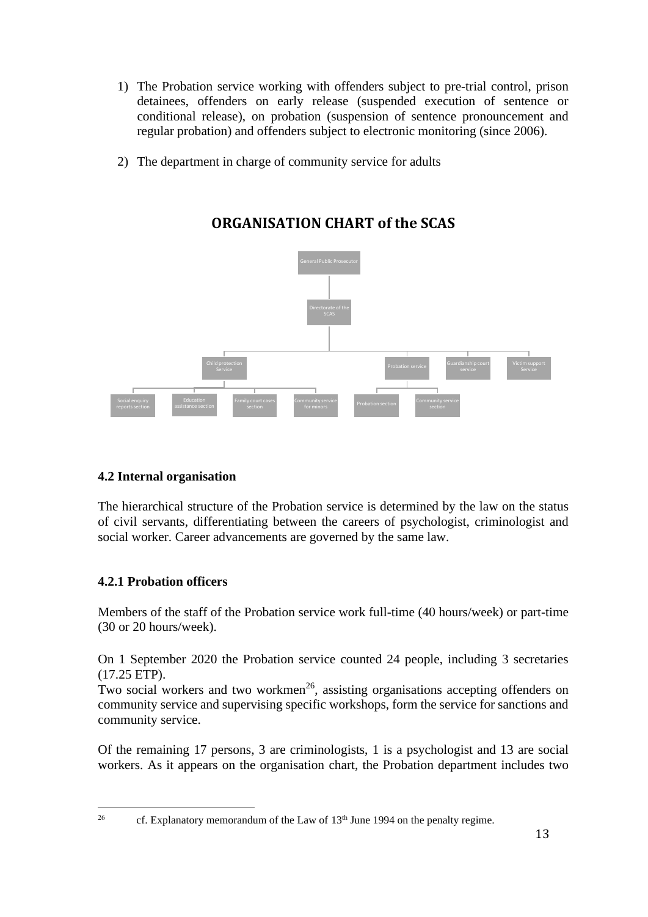1) The Probation service working with offenders subject to pre-trial control, prison detainees, offenders on early release (suspended execution of sentence or conditional release), on probation (suspension of sentence pronouncement and regular probation) and offenders subject to electronic monitoring (since 2006).

2) The department in charge of community service for adults

## ORGANISATION CHART of the SCAS

- General Public Prosecutor
  - Directorate of the SCAS
    - Child protection Service
      - Social enquiry reports section
      - Education assistance section
      - Family court cases section
      - Community service for minors
    - Probation service
      - Probation section
      - Community service section
    - Guardianship court service
    - Victim support Service

### 4.2 Internal organisation

The hierarchical structure of the Probation service is determined by the law on the status of civil servants, differentiating between the careers of psychologist, criminologist and social worker. Career advancements are governed by the same law.

#### 4.2.1 Probation officers

Members of the staff of the Probation service work full-time (40 hours/week) or part-time (30 or 20 hours/week).

On 1 September 2020 the Probation service counted 24 people, including 3 secretaries (17.25 ETP).
Two social workers and two workmen[26], assisting organisations accepting offenders on community service and supervising specific workshops, form the service for sanctions and community service.

Of the remaining 17 persons, 3 are criminologists, 1 is a psychologist and 13 are social workers. As it appears on the organisation chart, the Probation department includes two

[26] cf. Explanatory memorandum of the Law of 13th June 1994 on the penalty regime.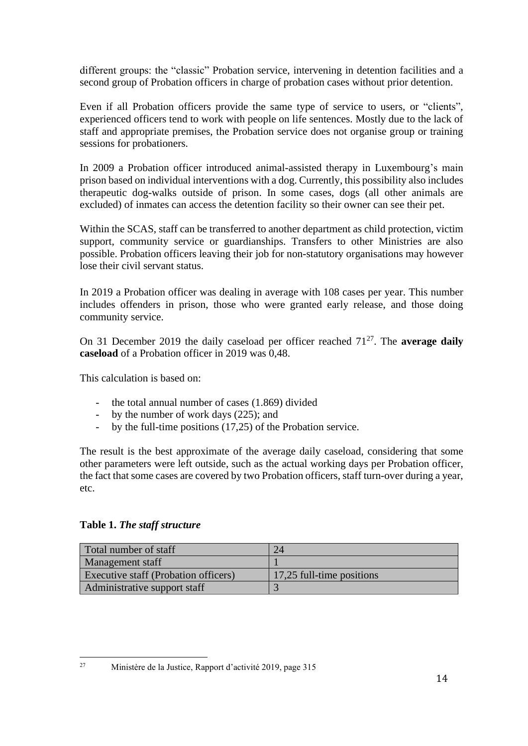different groups: the "classic" Probation service, intervening in detention facilities and a second group of Probation officers in charge of probation cases without prior detention.

Even if all Probation officers provide the same type of service to users, or "clients", experienced officers tend to work with people on life sentences. Mostly due to the lack of staff and appropriate premises, the Probation service does not organise group or training sessions for probationers.

In 2009 a Probation officer introduced animal-assisted therapy in Luxembourg's main prison based on individual interventions with a dog. Currently, this possibility also includes therapeutic dog-walks outside of prison. In some cases, dogs (all other animals are excluded) of inmates can access the detention facility so their owner can see their pet.

Within the SCAS, staff can be transferred to another department as child protection, victim support, community service or guardianships. Transfers to other Ministries are also possible. Probation officers leaving their job for non-statutory organisations may however lose their civil servant status.

In 2019 a Probation officer was dealing in average with 108 cases per year. This number includes offenders in prison, those who were granted early release, and those doing community service.

On 31 December 2019 the daily caseload per officer reached 71[27]. The **average daily caseload** of a Probation officer in 2019 was 0,48.

This calculation is based on:

- the total annual number of cases (1.869) divided
- by the number of work days (225); and
- by the full-time positions (17,25) of the Probation service.

The result is the best approximate of the average daily caseload, considering that some other parameters were left outside, such as the actual working days per Probation officer, the fact that some cases are covered by two Probation officers, staff turn-over during a year, etc.

**Table 1.** ***The staff structure***

| | |
|---|---|
| Total number of staff | 24 |
| Management staff | 1 |
| Executive staff (Probation officers) | 17,25 full-time positions |
| Administrative support staff | 3 |

[27] Ministère de la Justice, Rapport d'activité 2019, page 315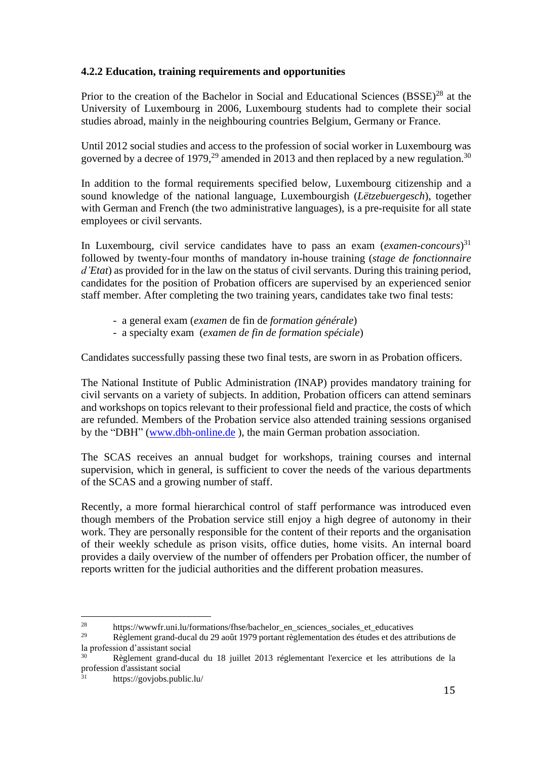### 4.2.2 Education, training requirements and opportunities

Prior to the creation of the Bachelor in Social and Educational Sciences (BSSE)[28] at the University of Luxembourg in 2006, Luxembourg students had to complete their social studies abroad, mainly in the neighbouring countries Belgium, Germany or France.

Until 2012 social studies and access to the profession of social worker in Luxembourg was governed by a decree of 1979,[29] amended in 2013 and then replaced by a new regulation.[30]

In addition to the formal requirements specified below, Luxembourg citizenship and a sound knowledge of the national language, Luxembourgish (*Lëtzebuergesch*), together with German and French (the two administrative languages), is a pre-requisite for all state employees or civil servants.

In Luxembourg, civil service candidates have to pass an exam (*examen-concours*)[31] followed by twenty-four months of mandatory in-house training (*stage de fonctionnaire d'Etat*) as provided for in the law on the status of civil servants. During this training period, candidates for the position of Probation officers are supervised by an experienced senior staff member. After completing the two training years, candidates take two final tests:

- a general exam (*examen* de fin de *formation générale*)
- a specialty exam (*examen de fin de formation spéciale*)

Candidates successfully passing these two final tests, are sworn in as Probation officers.

The National Institute of Public Administration (INAP) provides mandatory training for civil servants on a variety of subjects. In addition, Probation officers can attend seminars and workshops on topics relevant to their professional field and practice, the costs of which are refunded. Members of the Probation service also attended training sessions organised by the "DBH" (www.dbh-online.de ), the main German probation association.

The SCAS receives an annual budget for workshops, training courses and internal supervision, which in general, is sufficient to cover the needs of the various departments of the SCAS and a growing number of staff.

Recently, a more formal hierarchical control of staff performance was introduced even though members of the Probation service still enjoy a high degree of autonomy in their work. They are personally responsible for the content of their reports and the organisation of their weekly schedule as prison visits, office duties, home visits. An internal board provides a daily overview of the number of offenders per Probation officer, the number of reports written for the judicial authorities and the different probation measures.

---

[28] https://wwwfr.uni.lu/formations/fhse/bachelor_en_sciences_sociales_et_educatives

[29] Règlement grand-ducal du 29 août 1979 portant règlementation des études et des attributions de la profession d'assistant social

[30] Règlement grand-ducal du 18 juillet 2013 réglementant l'exercice et les attributions de la profession d'assistant social

[31] https://govjobs.public.lu/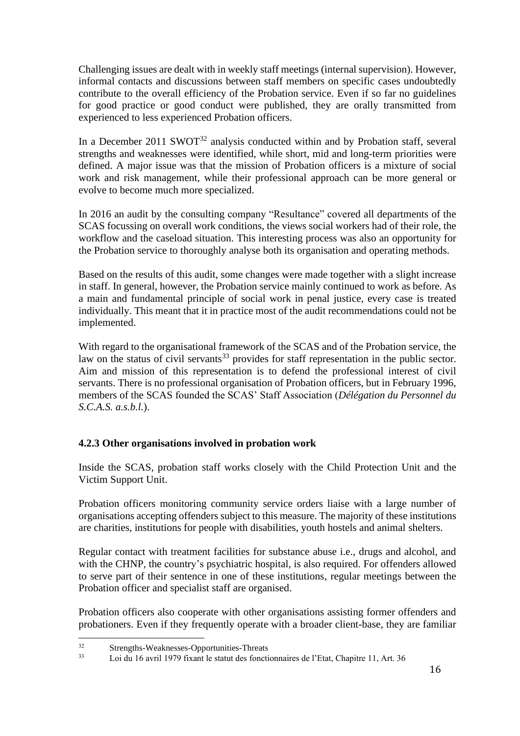Challenging issues are dealt with in weekly staff meetings (internal supervision). However, informal contacts and discussions between staff members on specific cases undoubtedly contribute to the overall efficiency of the Probation service. Even if so far no guidelines for good practice or good conduct were published, they are orally transmitted from experienced to less experienced Probation officers.

In a December 2011 SWOT[32] analysis conducted within and by Probation staff, several strengths and weaknesses were identified, while short, mid and long-term priorities were defined. A major issue was that the mission of Probation officers is a mixture of social work and risk management, while their professional approach can be more general or evolve to become much more specialized.

In 2016 an audit by the consulting company "Resultance" covered all departments of the SCAS focussing on overall work conditions, the views social workers had of their role, the workflow and the caseload situation. This interesting process was also an opportunity for the Probation service to thoroughly analyse both its organisation and operating methods.

Based on the results of this audit, some changes were made together with a slight increase in staff. In general, however, the Probation service mainly continued to work as before. As a main and fundamental principle of social work in penal justice, every case is treated individually. This meant that it in practice most of the audit recommendations could not be implemented.

With regard to the organisational framework of the SCAS and of the Probation service, the law on the status of civil servants[33] provides for staff representation in the public sector. Aim and mission of this representation is to defend the professional interest of civil servants. There is no professional organisation of Probation officers, but in February 1996, members of the SCAS founded the SCAS' Staff Association (*Délégation du Personnel du S.C.A.S. a.s.b.l.*).

### 4.2.3 Other organisations involved in probation work

Inside the SCAS, probation staff works closely with the Child Protection Unit and the Victim Support Unit.

Probation officers monitoring community service orders liaise with a large number of organisations accepting offenders subject to this measure. The majority of these institutions are charities, institutions for people with disabilities, youth hostels and animal shelters.

Regular contact with treatment facilities for substance abuse i.e., drugs and alcohol, and with the CHNP, the country's psychiatric hospital, is also required. For offenders allowed to serve part of their sentence in one of these institutions, regular meetings between the Probation officer and specialist staff are organised.

Probation officers also cooperate with other organisations assisting former offenders and probationers. Even if they frequently operate with a broader client-base, they are familiar

---

[32] Strengths-Weaknesses-Opportunities-Threats

[33] Loi du 16 avril 1979 fixant le statut des fonctionnaires de l'Etat, Chapitre 11, Art. 36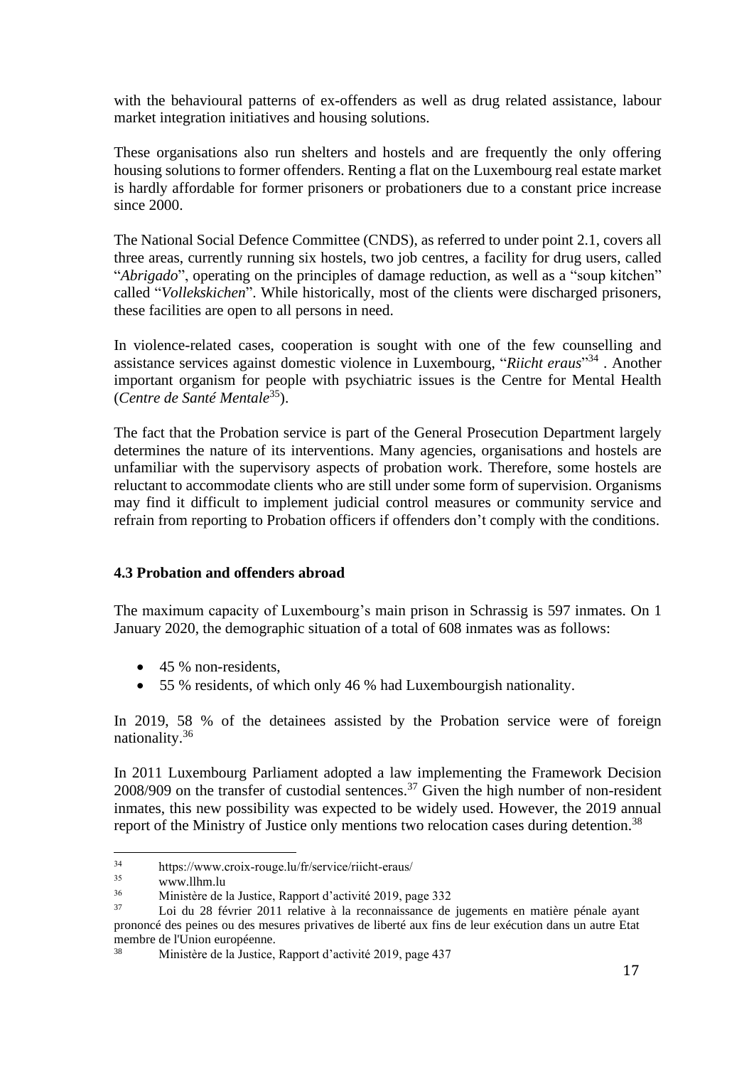with the behavioural patterns of ex-offenders as well as drug related assistance, labour market integration initiatives and housing solutions.

These organisations also run shelters and hostels and are frequently the only offering housing solutions to former offenders. Renting a flat on the Luxembourg real estate market is hardly affordable for former prisoners or probationers due to a constant price increase since 2000.

The National Social Defence Committee (CNDS), as referred to under point 2.1, covers all three areas, currently running six hostels, two job centres, a facility for drug users, called "*Abrigado*", operating on the principles of damage reduction, as well as a "soup kitchen" called "*Vollekskichen*". While historically, most of the clients were discharged prisoners, these facilities are open to all persons in need.

In violence-related cases, cooperation is sought with one of the few counselling and assistance services against domestic violence in Luxembourg, "*Riicht eraus*"[34] . Another important organism for people with psychiatric issues is the Centre for Mental Health (*Centre de Santé Mentale*[35]).

The fact that the Probation service is part of the General Prosecution Department largely determines the nature of its interventions. Many agencies, organisations and hostels are unfamiliar with the supervisory aspects of probation work. Therefore, some hostels are reluctant to accommodate clients who are still under some form of supervision. Organisms may find it difficult to implement judicial control measures or community service and refrain from reporting to Probation officers if offenders don't comply with the conditions.

### 4.3 Probation and offenders abroad

The maximum capacity of Luxembourg's main prison in Schrassig is 597 inmates. On 1 January 2020, the demographic situation of a total of 608 inmates was as follows:

- 45 % non-residents,
- 55 % residents, of which only 46 % had Luxembourgish nationality.

In 2019, 58 % of the detainees assisted by the Probation service were of foreign nationality.[36]

In 2011 Luxembourg Parliament adopted a law implementing the Framework Decision 2008/909 on the transfer of custodial sentences.[37] Given the high number of non-resident inmates, this new possibility was expected to be widely used. However, the 2019 annual report of the Ministry of Justice only mentions two relocation cases during detention.[38]

---

[34] https://www.croix-rouge.lu/fr/service/riicht-eraus/

[35] www.llhm.lu

[36] Ministère de la Justice, Rapport d'activité 2019, page 332

[37] Loi du 28 février 2011 relative à la reconnaissance de jugements en matière pénale ayant prononcé des peines ou des mesures privatives de liberté aux fins de leur exécution dans un autre Etat membre de l'Union européenne.

[38] Ministère de la Justice, Rapport d'activité 2019, page 437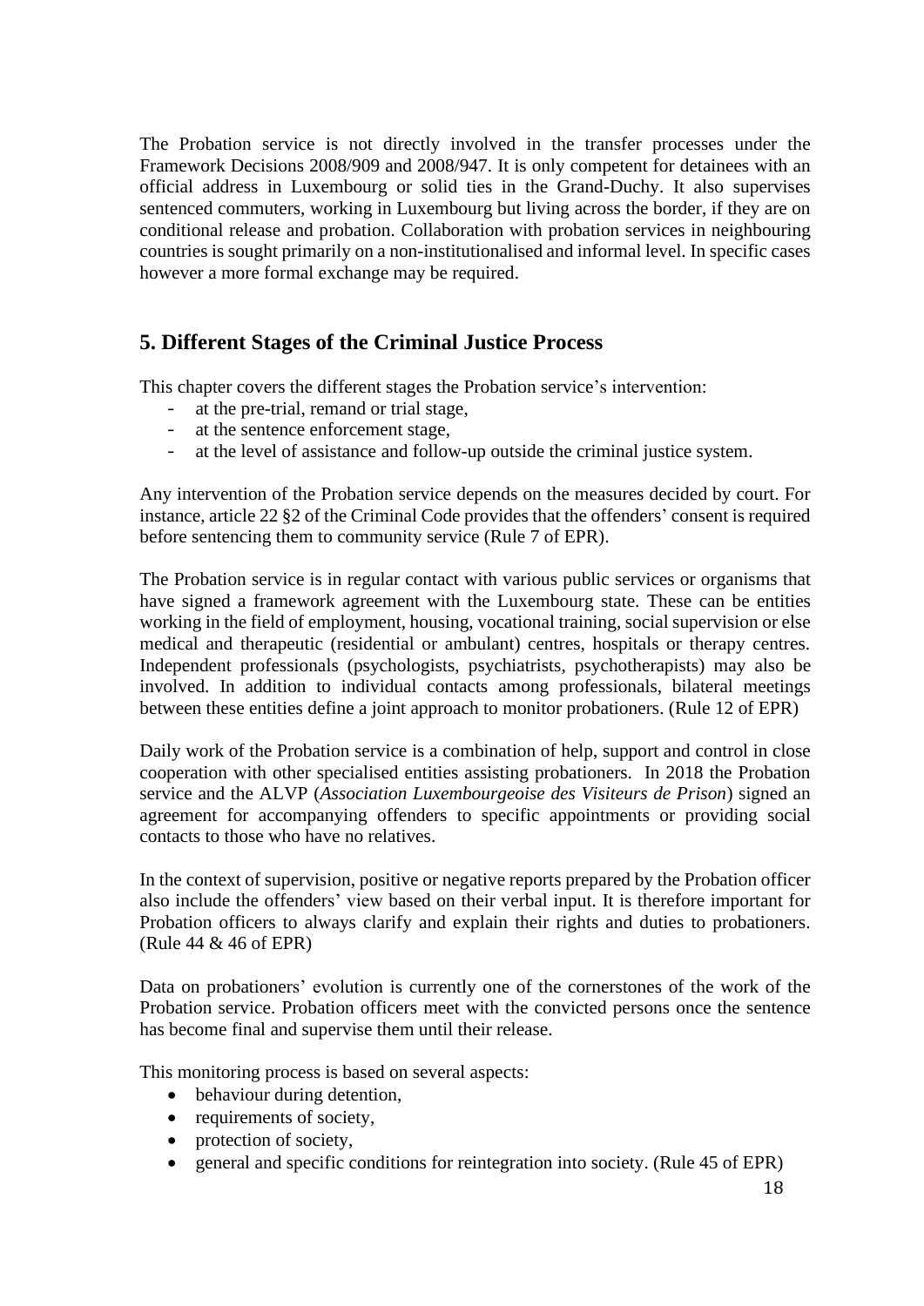The Probation service is not directly involved in the transfer processes under the Framework Decisions 2008/909 and 2008/947. It is only competent for detainees with an official address in Luxembourg or solid ties in the Grand-Duchy. It also supervises sentenced commuters, working in Luxembourg but living across the border, if they are on conditional release and probation. Collaboration with probation services in neighbouring countries is sought primarily on a non-institutionalised and informal level. In specific cases however a more formal exchange may be required.

## 5. Different Stages of the Criminal Justice Process

This chapter covers the different stages the Probation service's intervention:

- at the pre-trial, remand or trial stage,
- at the sentence enforcement stage,
- at the level of assistance and follow-up outside the criminal justice system.

Any intervention of the Probation service depends on the measures decided by court. For instance, article 22 §2 of the Criminal Code provides that the offenders' consent is required before sentencing them to community service (Rule 7 of EPR).

The Probation service is in regular contact with various public services or organisms that have signed a framework agreement with the Luxembourg state. These can be entities working in the field of employment, housing, vocational training, social supervision or else medical and therapeutic (residential or ambulant) centres, hospitals or therapy centres. Independent professionals (psychologists, psychiatrists, psychotherapists) may also be involved. In addition to individual contacts among professionals, bilateral meetings between these entities define a joint approach to monitor probationers. (Rule 12 of EPR)

Daily work of the Probation service is a combination of help, support and control in close cooperation with other specialised entities assisting probationers. In 2018 the Probation service and the ALVP (*Association Luxembourgeoise des Visiteurs de Prison*) signed an agreement for accompanying offenders to specific appointments or providing social contacts to those who have no relatives.

In the context of supervision, positive or negative reports prepared by the Probation officer also include the offenders' view based on their verbal input. It is therefore important for Probation officers to always clarify and explain their rights and duties to probationers. (Rule 44 & 46 of EPR)

Data on probationers' evolution is currently one of the cornerstones of the work of the Probation service. Probation officers meet with the convicted persons once the sentence has become final and supervise them until their release.

This monitoring process is based on several aspects:

- behaviour during detention,
- requirements of society,
- protection of society,
- general and specific conditions for reintegration into society. (Rule 45 of EPR)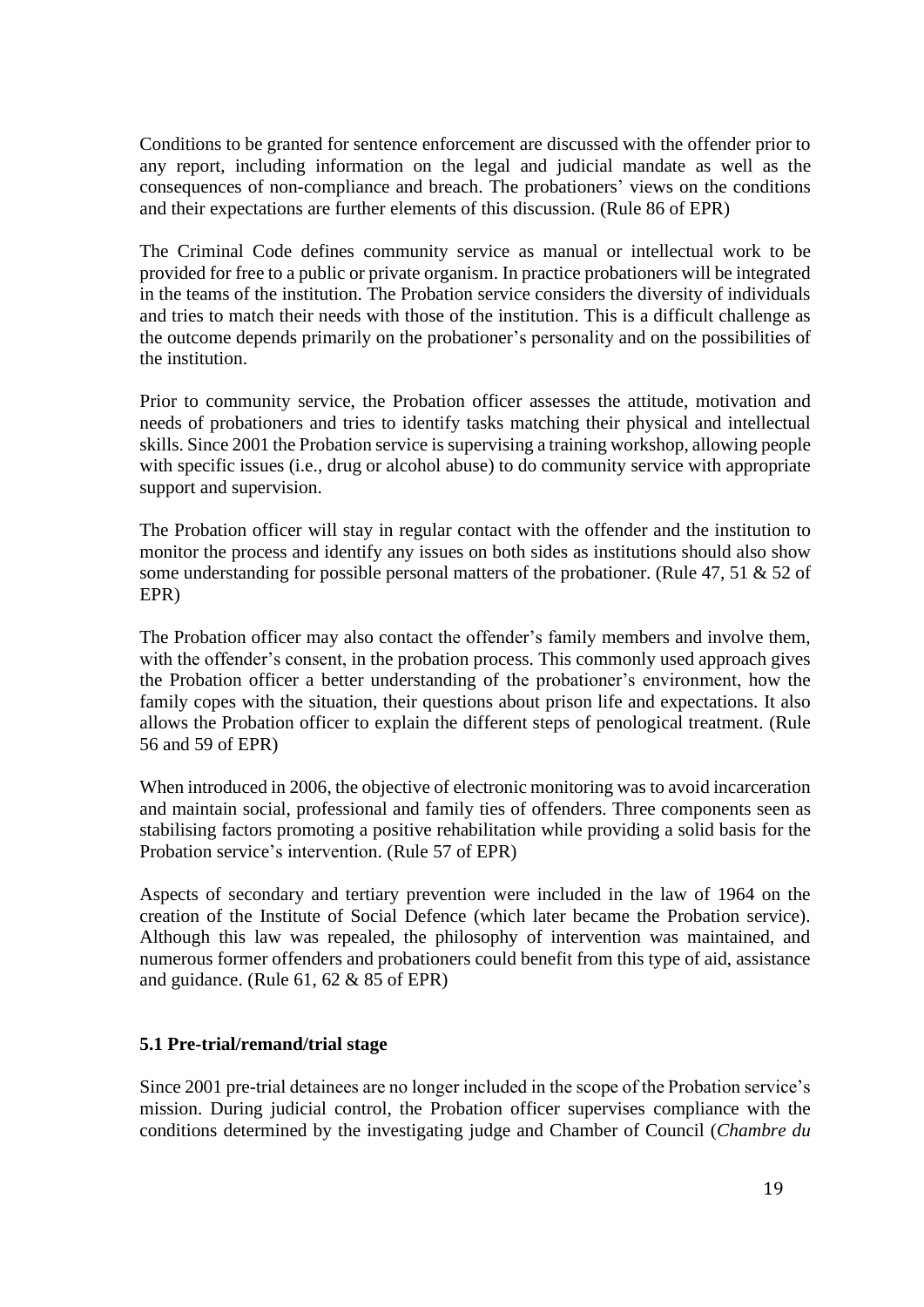Conditions to be granted for sentence enforcement are discussed with the offender prior to any report, including information on the legal and judicial mandate as well as the consequences of non-compliance and breach. The probationers' views on the conditions and their expectations are further elements of this discussion. (Rule 86 of EPR)

The Criminal Code defines community service as manual or intellectual work to be provided for free to a public or private organism. In practice probationers will be integrated in the teams of the institution. The Probation service considers the diversity of individuals and tries to match their needs with those of the institution. This is a difficult challenge as the outcome depends primarily on the probationer's personality and on the possibilities of the institution.

Prior to community service, the Probation officer assesses the attitude, motivation and needs of probationers and tries to identify tasks matching their physical and intellectual skills. Since 2001 the Probation service is supervising a training workshop, allowing people with specific issues (i.e., drug or alcohol abuse) to do community service with appropriate support and supervision.

The Probation officer will stay in regular contact with the offender and the institution to monitor the process and identify any issues on both sides as institutions should also show some understanding for possible personal matters of the probationer. (Rule 47, 51 & 52 of EPR)

The Probation officer may also contact the offender's family members and involve them, with the offender's consent, in the probation process. This commonly used approach gives the Probation officer a better understanding of the probationer's environment, how the family copes with the situation, their questions about prison life and expectations. It also allows the Probation officer to explain the different steps of penological treatment. (Rule 56 and 59 of EPR)

When introduced in 2006, the objective of electronic monitoring was to avoid incarceration and maintain social, professional and family ties of offenders. Three components seen as stabilising factors promoting a positive rehabilitation while providing a solid basis for the Probation service's intervention. (Rule 57 of EPR)

Aspects of secondary and tertiary prevention were included in the law of 1964 on the creation of the Institute of Social Defence (which later became the Probation service). Although this law was repealed, the philosophy of intervention was maintained, and numerous former offenders and probationers could benefit from this type of aid, assistance and guidance. (Rule 61, 62 & 85 of EPR)

### 5.1 Pre-trial/remand/trial stage

Since 2001 pre-trial detainees are no longer included in the scope of the Probation service's mission. During judicial control, the Probation officer supervises compliance with the conditions determined by the investigating judge and Chamber of Council (*Chambre du*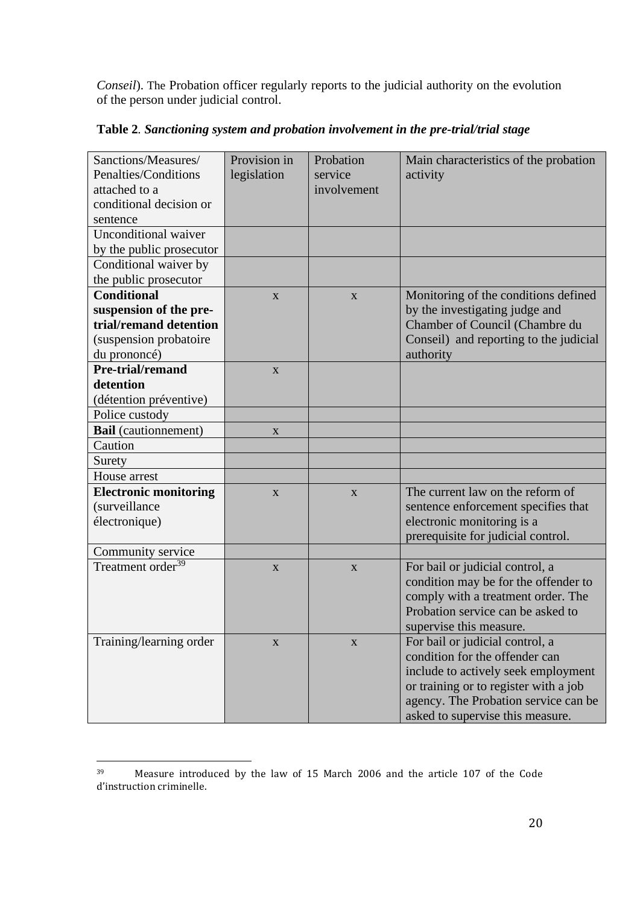*Conseil*). The Probation officer regularly reports to the judicial authority on the evolution of the person under judicial control.

**Table 2**. ***Sanctioning system and probation involvement in the pre-trial/trial stage***

| Sanctions/Measures/ Penalties/Conditions attached to a conditional decision or sentence | Provision in legislation | Probation service involvement | Main characteristics of the probation activity |
|---|---|---|---|
| Unconditional waiver by the public prosecutor | | | |
| Conditional waiver by the public prosecutor | | | |
| **Conditional suspension of the pre-trial/remand detention** (suspension probatoire du prononcé) | x | x | Monitoring of the conditions defined by the investigating judge and Chamber of Council (Chambre du Conseil) and reporting to the judicial authority |
| **Pre-trial/remand detention** (détention préventive) | x | | |
| Police custody | | | |
| **Bail** (cautionnement) | x | | |
| Caution | | | |
| Surety | | | |
| House arrest | | | |
| **Electronic monitoring** (surveillance électronique) | x | x | The current law on the reform of sentence enforcement specifies that electronic monitoring is a prerequisite for judicial control. |
| Community service | | | |
| Treatment order[39] | x | x | For bail or judicial control, a condition may be for the offender to comply with a treatment order. The Probation service can be asked to supervise this measure. |
| Training/learning order | x | x | For bail or judicial control, a condition for the offender can include to actively seek employment or training or to register with a job agency. The Probation service can be asked to supervise this measure. |

[39] Measure introduced by the law of 15 March 2006 and the article 107 of the Code d'instruction criminelle.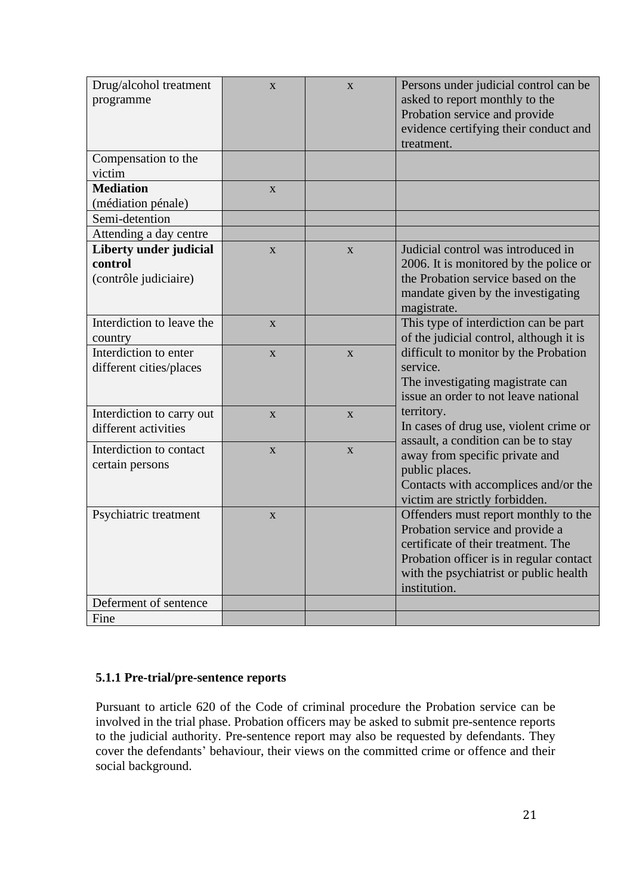| | | | |
|---|---|---|---|
| Drug/alcohol treatment programme | x | x | Persons under judicial control can be asked to report monthly to the Probation service and provide evidence certifying their conduct and treatment. |
| Compensation to the victim | | | |
| **Mediation** (médiation pénale) | x | | |
| Semi-detention | | | |
| Attending a day centre | | | |
| **Liberty under judicial control** (contrôle judiciaire) | x | x | Judicial control was introduced in 2006. It is monitored by the police or the Probation service based on the mandate given by the investigating magistrate. |
| Interdiction to leave the country | x | | This type of interdiction can be part of the judicial control, although it is difficult to monitor by the Probation service. The investigating magistrate can issue an order to not leave national territory. In cases of drug use, violent crime or assault, a condition can be to stay away from specific private and public places. Contacts with accomplices and/or the victim are strictly forbidden. |
| Interdiction to enter different cities/places | x | x | |
| Interdiction to carry out different activities | x | x | |
| Interdiction to contact certain persons | x | x | |
| Psychiatric treatment | x | | Offenders must report monthly to the Probation service and provide a certificate of their treatment. The Probation officer is in regular contact with the psychiatrist or public health institution. |
| Deferment of sentence | | | |
| Fine | | | |

### 5.1.1 Pre-trial/pre-sentence reports

Pursuant to article 620 of the Code of criminal procedure the Probation service can be involved in the trial phase. Probation officers may be asked to submit pre-sentence reports to the judicial authority. Pre-sentence report may also be requested by defendants. They cover the defendants' behaviour, their views on the committed crime or offence and their social background.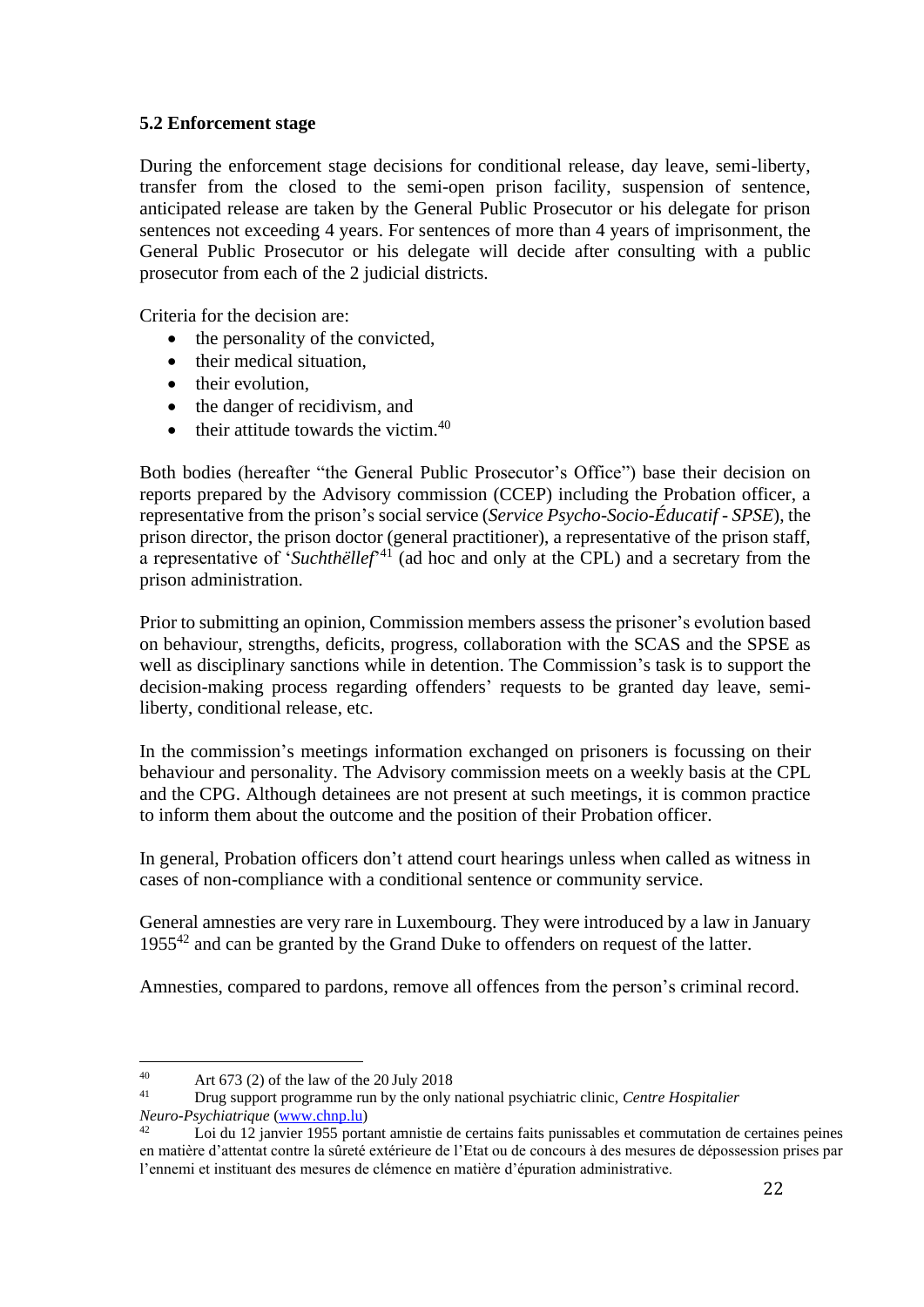### 5.2 Enforcement stage

During the enforcement stage decisions for conditional release, day leave, semi-liberty, transfer from the closed to the semi-open prison facility, suspension of sentence, anticipated release are taken by the General Public Prosecutor or his delegate for prison sentences not exceeding 4 years. For sentences of more than 4 years of imprisonment, the General Public Prosecutor or his delegate will decide after consulting with a public prosecutor from each of the 2 judicial districts.

Criteria for the decision are:

- the personality of the convicted,
- their medical situation,
- their evolution,
- the danger of recidivism, and
- their attitude towards the victim.[40]

Both bodies (hereafter "the General Public Prosecutor's Office") base their decision on reports prepared by the Advisory commission (CCEP) including the Probation officer, a representative from the prison's social service (*Service Psycho-Socio-Éducatif - SPSE*), the prison director, the prison doctor (general practitioner), a representative of the prison staff, a representative of '*Suchthëllef*'[41] (ad hoc and only at the CPL) and a secretary from the prison administration.

Prior to submitting an opinion, Commission members assess the prisoner's evolution based on behaviour, strengths, deficits, progress, collaboration with the SCAS and the SPSE as well as disciplinary sanctions while in detention. The Commission's task is to support the decision-making process regarding offenders' requests to be granted day leave, semi-liberty, conditional release, etc.

In the commission's meetings information exchanged on prisoners is focussing on their behaviour and personality. The Advisory commission meets on a weekly basis at the CPL and the CPG. Although detainees are not present at such meetings, it is common practice to inform them about the outcome and the position of their Probation officer.

In general, Probation officers don't attend court hearings unless when called as witness in cases of non-compliance with a conditional sentence or community service.

General amnesties are very rare in Luxembourg. They were introduced by a law in January 1955[42] and can be granted by the Grand Duke to offenders on request of the latter.

Amnesties, compared to pardons, remove all offences from the person's criminal record.

---

[40] Art 673 (2) of the law of the 20 July 2018

[41] Drug support programme run by the only national psychiatric clinic, *Centre Hospitalier Neuro-Psychiatrique* (www.chnp.lu)

[42] Loi du 12 janvier 1955 portant amnistie de certains faits punissables et commutation de certaines peines en matière d'attentat contre la sûreté extérieure de l'Etat ou de concours à des mesures de dépossession prises par l'ennemi et instituant des mesures de clémence en matière d'épuration administrative.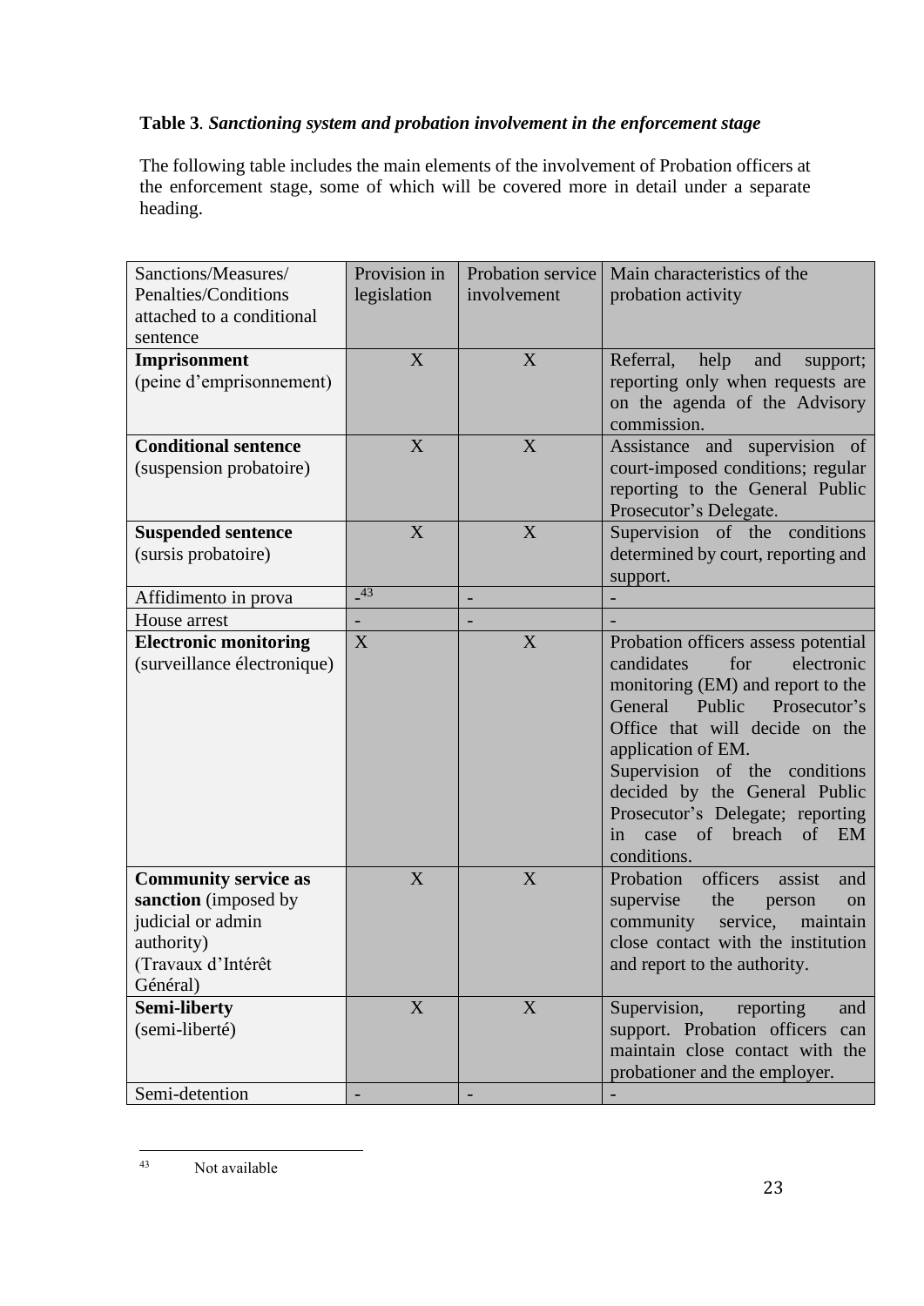**Table 3**. ***Sanctioning system and probation involvement in the enforcement stage***

The following table includes the main elements of the involvement of Probation officers at the enforcement stage, some of which will be covered more in detail under a separate heading.

| Sanctions/Measures/ Penalties/Conditions attached to a conditional sentence | Provision in legislation | Probation service involvement | Main characteristics of the probation activity |
|---|---|---|---|
| **Imprisonment** (peine d'emprisonnement) | X | X | Referral, help and support; reporting only when requests are on the agenda of the Advisory commission. |
| **Conditional sentence** (suspension probatoire) | X | X | Assistance and supervision of court-imposed conditions; regular reporting to the General Public Prosecutor's Delegate. |
| **Suspended sentence** (sursis probatoire) | X | X | Supervision of the conditions determined by court, reporting and support. |
| Affidimento in prova | -[43] | - | - |
| House arrest | - | - | - |
| **Electronic monitoring** (surveillance électronique) | X | X | Probation officers assess potential candidates for electronic monitoring (EM) and report to the General Public Prosecutor's Office that will decide on the application of EM. Supervision of the conditions decided by the General Public Prosecutor's Delegate; reporting in case of breach of EM conditions. |
| **Community service as sanction** (imposed by judicial or admin authority) (Travaux d'Intérêt Général) | X | X | Probation officers assist and supervise the person on community service, maintain close contact with the institution and report to the authority. |
| **Semi-liberty** (semi-liberté) | X | X | Supervision, reporting and support. Probation officers can maintain close contact with the probationer and the employer. |
| Semi-detention | - | - | - |

[43] Not available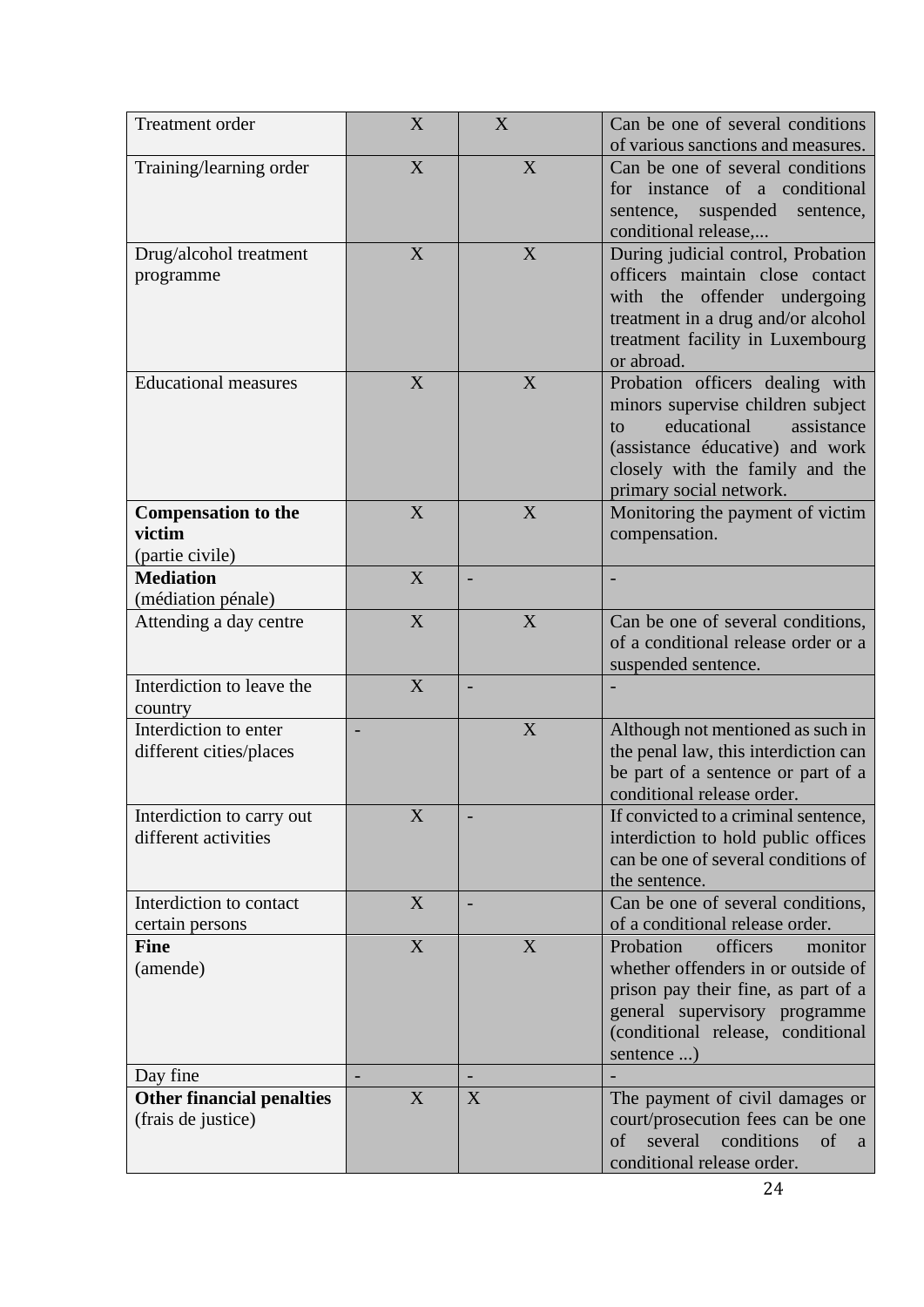| | | | |
|---|---|---|---|
| Treatment order | X | X | Can be one of several conditions of various sanctions and measures. |
| Training/learning order | X | X | Can be one of several conditions for instance of a conditional sentence, suspended sentence, conditional release,... |
| Drug/alcohol treatment programme | X | X | During judicial control, Probation officers maintain close contact with the offender undergoing treatment in a drug and/or alcohol treatment facility in Luxembourg or abroad. |
| Educational measures | X | X | Probation officers dealing with minors supervise children subject to educational assistance (assistance éducative) and work closely with the family and the primary social network. |
| **Compensation to the victim** (partie civile) | X | X | Monitoring the payment of victim compensation. |
| **Mediation** (médiation pénale) | X | - | - |
| Attending a day centre | X | X | Can be one of several conditions, of a conditional release order or a suspended sentence. |
| Interdiction to leave the country | X | - | - |
| Interdiction to enter different cities/places | - | X | Although not mentioned as such in the penal law, this interdiction can be part of a sentence or part of a conditional release order. |
| Interdiction to carry out different activities | X | - | If convicted to a criminal sentence, interdiction to hold public offices can be one of several conditions of the sentence. |
| Interdiction to contact certain persons | X | - | Can be one of several conditions, of a conditional release order. |
| **Fine** (amende) | X | X | Probation officers monitor whether offenders in or outside of prison pay their fine, as part of a general supervisory programme (conditional release, conditional sentence ...) |
| Day fine | - | - | - |
| **Other financial penalties** (frais de justice) | X | X | The payment of civil damages or court/prosecution fees can be one of several conditions of a conditional release order. |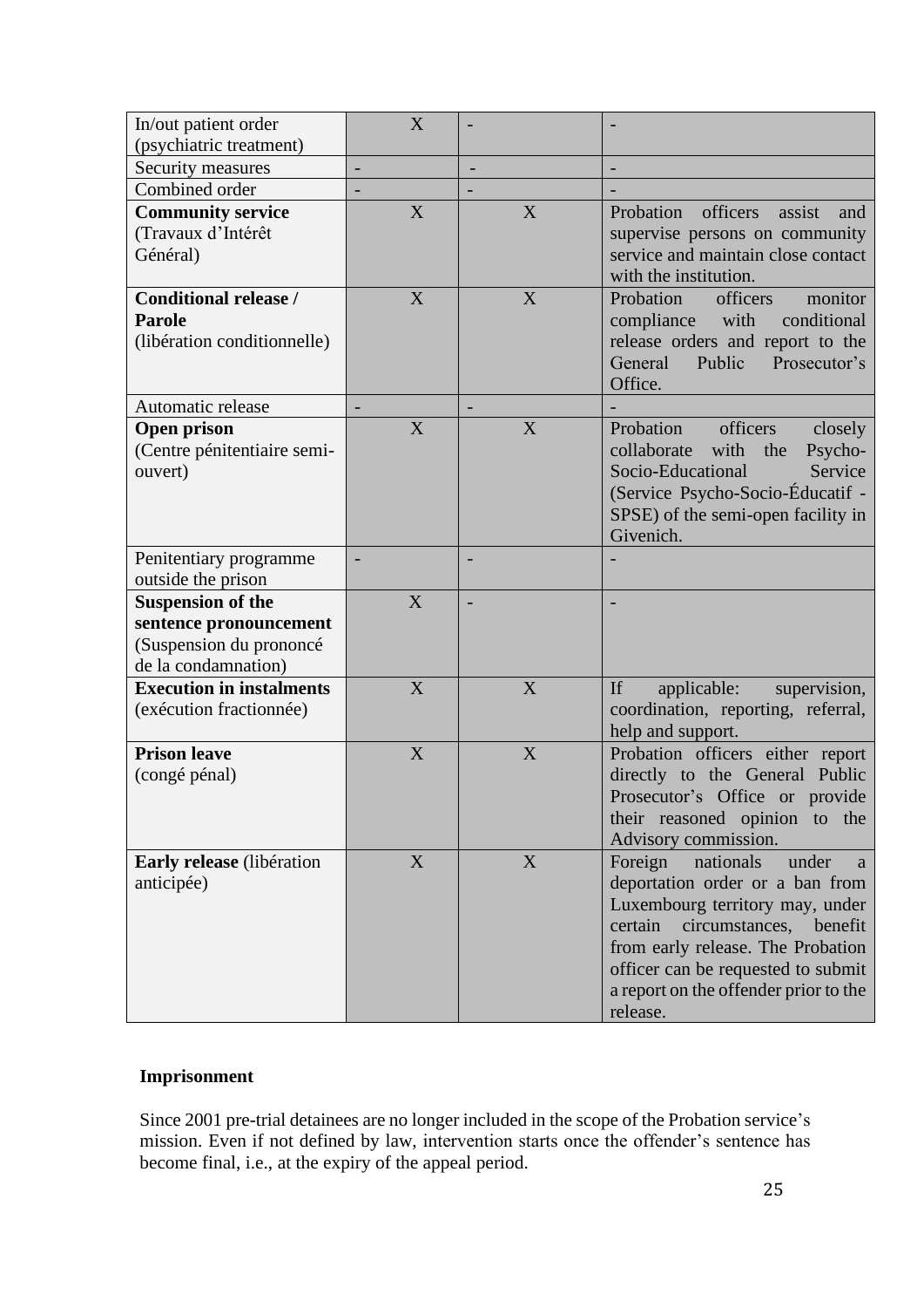| | | | |
|---|---|---|---|
| In/out patient order (psychiatric treatment) | X | - | - |
| Security measures | - | - | - |
| Combined order | - | - | - |
| **Community service** (Travaux d'Intérêt Général) | X | X | Probation officers assist and supervise persons on community service and maintain close contact with the institution. |
| **Conditional release / Parole** (libération conditionnelle) | X | X | Probation officers monitor compliance with conditional release orders and report to the General Public Prosecutor's Office. |
| Automatic release | - | - | - |
| **Open prison** (Centre pénitentiaire semi-ouvert) | X | X | Probation officers closely collaborate with the Psycho-Socio-Educational Service (Service Psycho-Socio-Éducatif - SPSE) of the semi-open facility in Givenich. |
| Penitentiary programme outside the prison | - | - | - |
| **Suspension of the sentence pronouncement** (Suspension du prononcé de la condamnation) | X | - | - |
| **Execution in instalments** (exécution fractionnée) | X | X | If applicable: supervision, coordination, reporting, referral, help and support. |
| **Prison leave** (congé pénal) | X | X | Probation officers either report directly to the General Public Prosecutor's Office or provide their reasoned opinion to the Advisory commission. |
| **Early release** (libération anticipée) | X | X | Foreign nationals under a deportation order or a ban from Luxembourg territory may, under certain circumstances, benefit from early release. The Probation officer can be requested to submit a report on the offender prior to the release. |

**Imprisonment**

Since 2001 pre-trial detainees are no longer included in the scope of the Probation service's mission. Even if not defined by law, intervention starts once the offender's sentence has become final, i.e., at the expiry of the appeal period.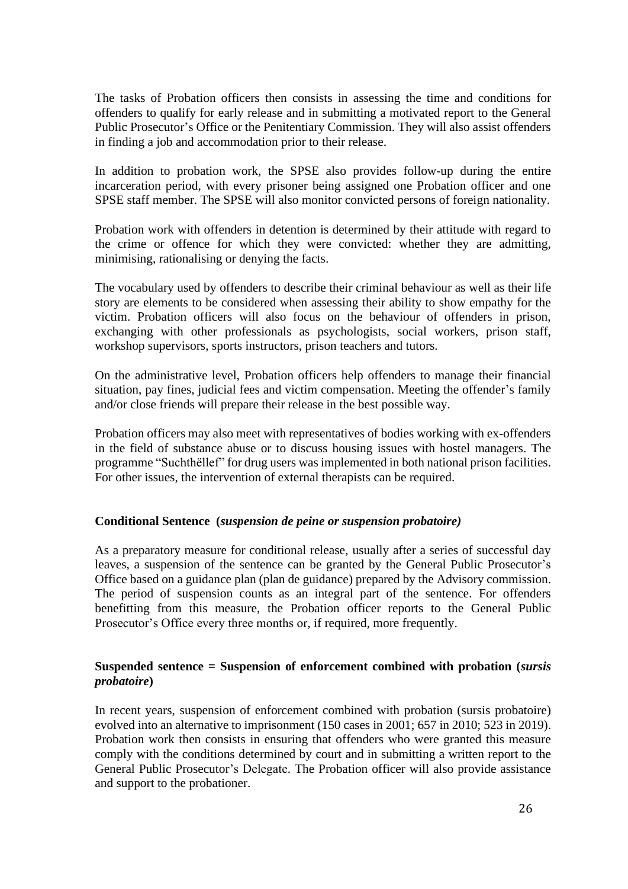The tasks of Probation officers then consists in assessing the time and conditions for offenders to qualify for early release and in submitting a motivated report to the General Public Prosecutor's Office or the Penitentiary Commission. They will also assist offenders in finding a job and accommodation prior to their release.

In addition to probation work, the SPSE also provides follow-up during the entire incarceration period, with every prisoner being assigned one Probation officer and one SPSE staff member. The SPSE will also monitor convicted persons of foreign nationality.

Probation work with offenders in detention is determined by their attitude with regard to the crime or offence for which they were convicted: whether they are admitting, minimising, rationalising or denying the facts.

The vocabulary used by offenders to describe their criminal behaviour as well as their life story are elements to be considered when assessing their ability to show empathy for the victim. Probation officers will also focus on the behaviour of offenders in prison, exchanging with other professionals as psychologists, social workers, prison staff, workshop supervisors, sports instructors, prison teachers and tutors.

On the administrative level, Probation officers help offenders to manage their financial situation, pay fines, judicial fees and victim compensation. Meeting the offender's family and/or close friends will prepare their release in the best possible way.

Probation officers may also meet with representatives of bodies working with ex-offenders in the field of substance abuse or to discuss housing issues with hostel managers. The programme "Suchthëllef" for drug users was implemented in both national prison facilities. For other issues, the intervention of external therapists can be required.

### Conditional Sentence (*suspension de peine or suspension probatoire)*

As a preparatory measure for conditional release, usually after a series of successful day leaves, a suspension of the sentence can be granted by the General Public Prosecutor's Office based on a guidance plan (plan de guidance) prepared by the Advisory commission. The period of suspension counts as an integral part of the sentence. For offenders benefitting from this measure, the Probation officer reports to the General Public Prosecutor's Office every three months or, if required, more frequently.

### Suspended sentence = Suspension of enforcement combined with probation (*sursis probatoire*)

In recent years, suspension of enforcement combined with probation (sursis probatoire) evolved into an alternative to imprisonment (150 cases in 2001; 657 in 2010; 523 in 2019). Probation work then consists in ensuring that offenders who were granted this measure comply with the conditions determined by court and in submitting a written report to the General Public Prosecutor's Delegate. The Probation officer will also provide assistance and support to the probationer.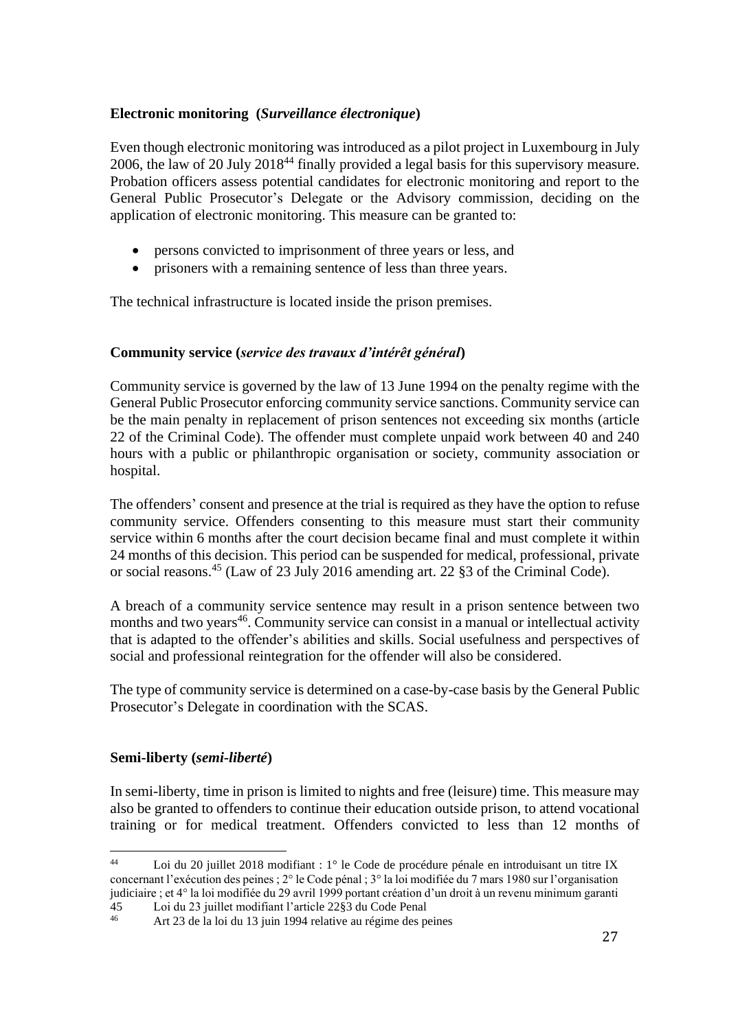**Electronic monitoring (*Surveillance électronique*)**

Even though electronic monitoring was introduced as a pilot project in Luxembourg in July 2006, the law of 20 July 2018[44] finally provided a legal basis for this supervisory measure. Probation officers assess potential candidates for electronic monitoring and report to the General Public Prosecutor's Delegate or the Advisory commission, deciding on the application of electronic monitoring. This measure can be granted to:

- persons convicted to imprisonment of three years or less, and
- prisoners with a remaining sentence of less than three years.

The technical infrastructure is located inside the prison premises.

**Community service (*service des travaux d'intérêt général*)**

Community service is governed by the law of 13 June 1994 on the penalty regime with the General Public Prosecutor enforcing community service sanctions. Community service can be the main penalty in replacement of prison sentences not exceeding six months (article 22 of the Criminal Code). The offender must complete unpaid work between 40 and 240 hours with a public or philanthropic organisation or society, community association or hospital.

The offenders' consent and presence at the trial is required as they have the option to refuse community service. Offenders consenting to this measure must start their community service within 6 months after the court decision became final and must complete it within 24 months of this decision. This period can be suspended for medical, professional, private or social reasons.[45] (Law of 23 July 2016 amending art. 22 §3 of the Criminal Code).

A breach of a community service sentence may result in a prison sentence between two months and two years[46]. Community service can consist in a manual or intellectual activity that is adapted to the offender's abilities and skills. Social usefulness and perspectives of social and professional reintegration for the offender will also be considered.

The type of community service is determined on a case-by-case basis by the General Public Prosecutor's Delegate in coordination with the SCAS.

**Semi-liberty (*semi-liberté*)**

In semi-liberty, time in prison is limited to nights and free (leisure) time. This measure may also be granted to offenders to continue their education outside prison, to attend vocational training or for medical treatment. Offenders convicted to less than 12 months of

---

[44] Loi du 20 juillet 2018 modifiant : 1° le Code de procédure pénale en introduisant un titre IX concernant l'exécution des peines ; 2° le Code pénal ; 3° la loi modifiée du 7 mars 1980 sur l'organisation judiciaire ; et 4° la loi modifiée du 29 avril 1999 portant création d'un droit à un revenu minimum garanti

[45] Loi du 23 juillet modifiant l'article 22§3 du Code Penal

[46] Art 23 de la loi du 13 juin 1994 relative au régime des peines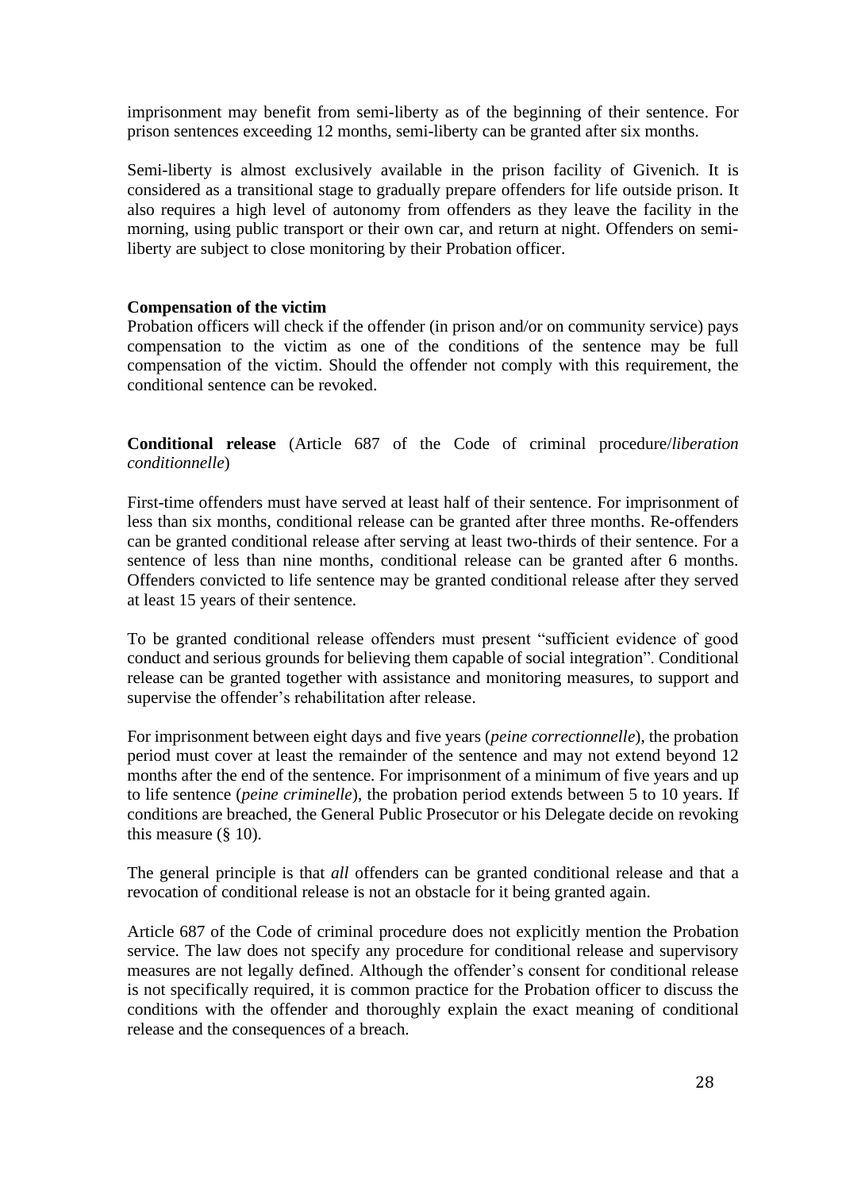imprisonment may benefit from semi-liberty as of the beginning of their sentence. For prison sentences exceeding 12 months, semi-liberty can be granted after six months.

Semi-liberty is almost exclusively available in the prison facility of Givenich. It is considered as a transitional stage to gradually prepare offenders for life outside prison. It also requires a high level of autonomy from offenders as they leave the facility in the morning, using public transport or their own car, and return at night. Offenders on semi-liberty are subject to close monitoring by their Probation officer.

**Compensation of the victim**

Probation officers will check if the offender (in prison and/or on community service) pays compensation to the victim as one of the conditions of the sentence may be full compensation of the victim. Should the offender not comply with this requirement, the conditional sentence can be revoked.

**Conditional release** (Article 687 of the Code of criminal procedure/*liberation conditionnelle*)

First-time offenders must have served at least half of their sentence. For imprisonment of less than six months, conditional release can be granted after three months. Re-offenders can be granted conditional release after serving at least two-thirds of their sentence. For a sentence of less than nine months, conditional release can be granted after 6 months. Offenders convicted to life sentence may be granted conditional release after they served at least 15 years of their sentence.

To be granted conditional release offenders must present "sufficient evidence of good conduct and serious grounds for believing them capable of social integration". Conditional release can be granted together with assistance and monitoring measures, to support and supervise the offender's rehabilitation after release.

For imprisonment between eight days and five years (*peine correctionnelle*), the probation period must cover at least the remainder of the sentence and may not extend beyond 12 months after the end of the sentence. For imprisonment of a minimum of five years and up to life sentence (*peine criminelle*), the probation period extends between 5 to 10 years. If conditions are breached, the General Public Prosecutor or his Delegate decide on revoking this measure (§ 10).

The general principle is that *all* offenders can be granted conditional release and that a revocation of conditional release is not an obstacle for it being granted again.

Article 687 of the Code of criminal procedure does not explicitly mention the Probation service. The law does not specify any procedure for conditional release and supervisory measures are not legally defined. Although the offender's consent for conditional release is not specifically required, it is common practice for the Probation officer to discuss the conditions with the offender and thoroughly explain the exact meaning of conditional release and the consequences of a breach.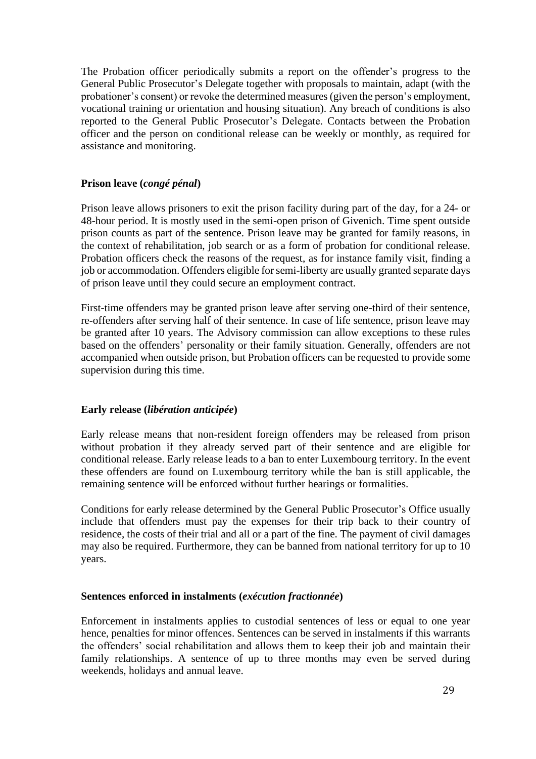The Probation officer periodically submits a report on the offender's progress to the General Public Prosecutor's Delegate together with proposals to maintain, adapt (with the probationer's consent) or revoke the determined measures (given the person's employment, vocational training or orientation and housing situation). Any breach of conditions is also reported to the General Public Prosecutor's Delegate. Contacts between the Probation officer and the person on conditional release can be weekly or monthly, as required for assistance and monitoring.

**Prison leave (*congé pénal*)**

Prison leave allows prisoners to exit the prison facility during part of the day, for a 24- or 48-hour period. It is mostly used in the semi-open prison of Givenich. Time spent outside prison counts as part of the sentence. Prison leave may be granted for family reasons, in the context of rehabilitation, job search or as a form of probation for conditional release. Probation officers check the reasons of the request, as for instance family visit, finding a job or accommodation. Offenders eligible for semi-liberty are usually granted separate days of prison leave until they could secure an employment contract.

First-time offenders may be granted prison leave after serving one-third of their sentence, re-offenders after serving half of their sentence. In case of life sentence, prison leave may be granted after 10 years. The Advisory commission can allow exceptions to these rules based on the offenders' personality or their family situation. Generally, offenders are not accompanied when outside prison, but Probation officers can be requested to provide some supervision during this time.

**Early release (*libération anticipée*)**

Early release means that non-resident foreign offenders may be released from prison without probation if they already served part of their sentence and are eligible for conditional release. Early release leads to a ban to enter Luxembourg territory. In the event these offenders are found on Luxembourg territory while the ban is still applicable, the remaining sentence will be enforced without further hearings or formalities.

Conditions for early release determined by the General Public Prosecutor's Office usually include that offenders must pay the expenses for their trip back to their country of residence, the costs of their trial and all or a part of the fine. The payment of civil damages may also be required. Furthermore, they can be banned from national territory for up to 10 years.

**Sentences enforced in instalments (*exécution fractionnée*)**

Enforcement in instalments applies to custodial sentences of less or equal to one year hence, penalties for minor offences. Sentences can be served in instalments if this warrants the offenders' social rehabilitation and allows them to keep their job and maintain their family relationships. A sentence of up to three months may even be served during weekends, holidays and annual leave.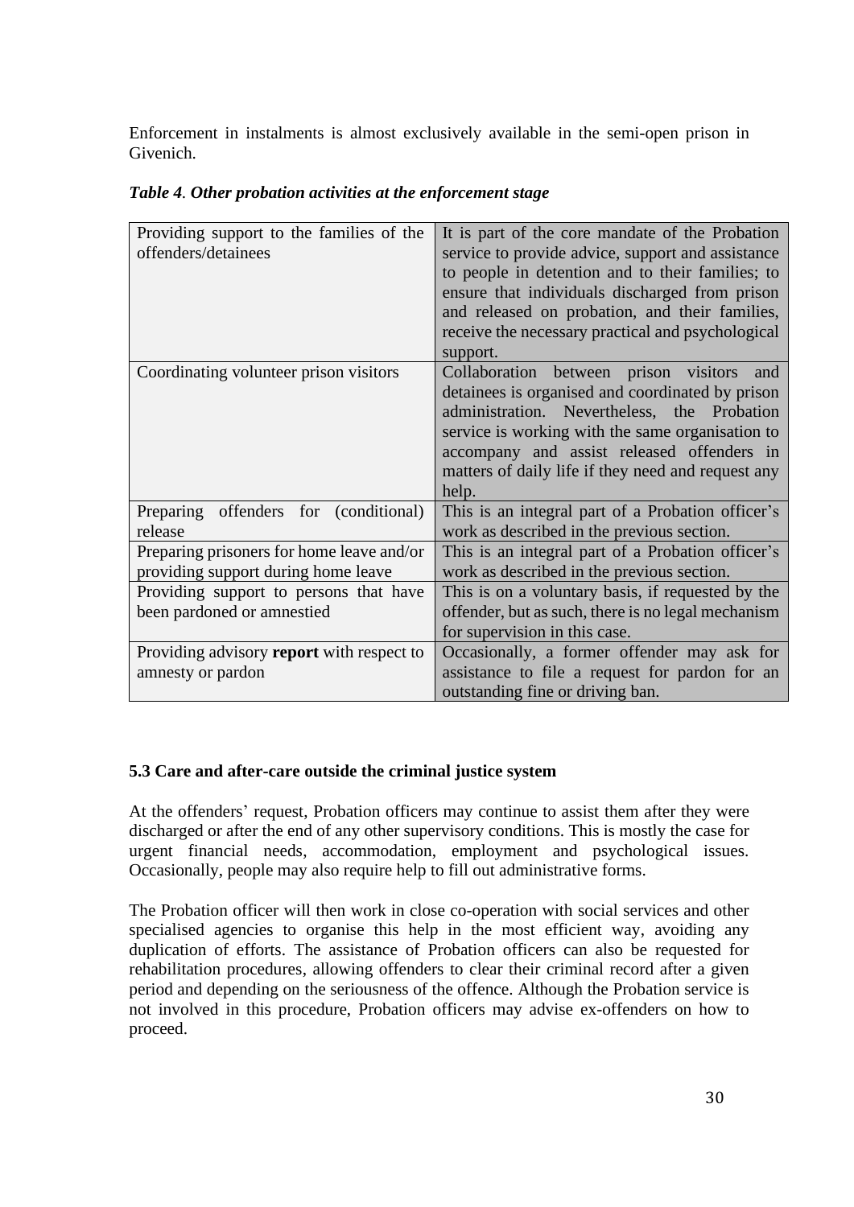Enforcement in instalments is almost exclusively available in the semi-open prison in Givenich.

***Table 4. Other probation activities at the enforcement stage***

| | |
|---|---|
| Providing support to the families of the offenders/detainees | It is part of the core mandate of the Probation service to provide advice, support and assistance to people in detention and to their families; to ensure that individuals discharged from prison and released on probation, and their families, receive the necessary practical and psychological support. |
| Coordinating volunteer prison visitors | Collaboration between prison visitors and detainees is organised and coordinated by prison administration. Nevertheless, the Probation service is working with the same organisation to accompany and assist released offenders in matters of daily life if they need and request any help. |
| Preparing offenders for (conditional) release | This is an integral part of a Probation officer's work as described in the previous section. |
| Preparing prisoners for home leave and/or providing support during home leave | This is an integral part of a Probation officer's work as described in the previous section. |
| Providing support to persons that have been pardoned or amnestied | This is on a voluntary basis, if requested by the offender, but as such, there is no legal mechanism for supervision in this case. |
| Providing advisory **report** with respect to amnesty or pardon | Occasionally, a former offender may ask for assistance to file a request for pardon for an outstanding fine or driving ban. |

### 5.3 Care and after-care outside the criminal justice system

At the offenders' request, Probation officers may continue to assist them after they were discharged or after the end of any other supervisory conditions. This is mostly the case for urgent financial needs, accommodation, employment and psychological issues. Occasionally, people may also require help to fill out administrative forms.

The Probation officer will then work in close co-operation with social services and other specialised agencies to organise this help in the most efficient way, avoiding any duplication of efforts. The assistance of Probation officers can also be requested for rehabilitation procedures, allowing offenders to clear their criminal record after a given period and depending on the seriousness of the offence. Although the Probation service is not involved in this procedure, Probation officers may advise ex-offenders on how to proceed.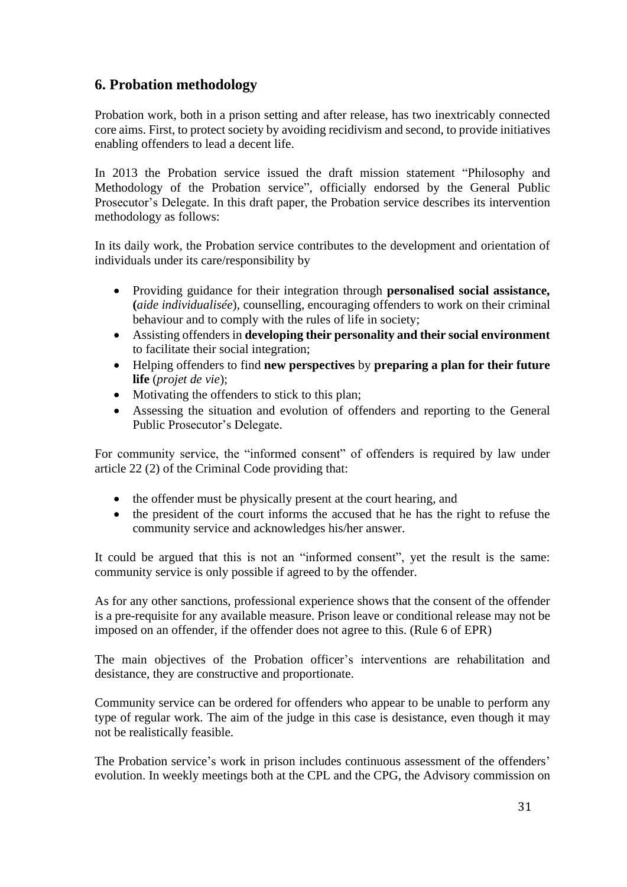## 6. Probation methodology

Probation work, both in a prison setting and after release, has two inextricably connected core aims. First, to protect society by avoiding recidivism and second, to provide initiatives enabling offenders to lead a decent life.

In 2013 the Probation service issued the draft mission statement "Philosophy and Methodology of the Probation service", officially endorsed by the General Public Prosecutor's Delegate. In this draft paper, the Probation service describes its intervention methodology as follows:

In its daily work, the Probation service contributes to the development and orientation of individuals under its care/responsibility by

- Providing guidance for their integration through **personalised social assistance, (***aide individualisée*), counselling, encouraging offenders to work on their criminal behaviour and to comply with the rules of life in society;
- Assisting offenders in **developing their personality and their social environment** to facilitate their social integration;
- Helping offenders to find **new perspectives** by **preparing a plan for their future life** (*projet de vie*);
- Motivating the offenders to stick to this plan;
- Assessing the situation and evolution of offenders and reporting to the General Public Prosecutor's Delegate.

For community service, the "informed consent" of offenders is required by law under article 22 (2) of the Criminal Code providing that:

- the offender must be physically present at the court hearing, and
- the president of the court informs the accused that he has the right to refuse the community service and acknowledges his/her answer.

It could be argued that this is not an "informed consent", yet the result is the same: community service is only possible if agreed to by the offender.

As for any other sanctions, professional experience shows that the consent of the offender is a pre-requisite for any available measure. Prison leave or conditional release may not be imposed on an offender, if the offender does not agree to this. (Rule 6 of EPR)

The main objectives of the Probation officer's interventions are rehabilitation and desistance, they are constructive and proportionate.

Community service can be ordered for offenders who appear to be unable to perform any type of regular work. The aim of the judge in this case is desistance, even though it may not be realistically feasible.

The Probation service's work in prison includes continuous assessment of the offenders' evolution. In weekly meetings both at the CPL and the CPG, the Advisory commission on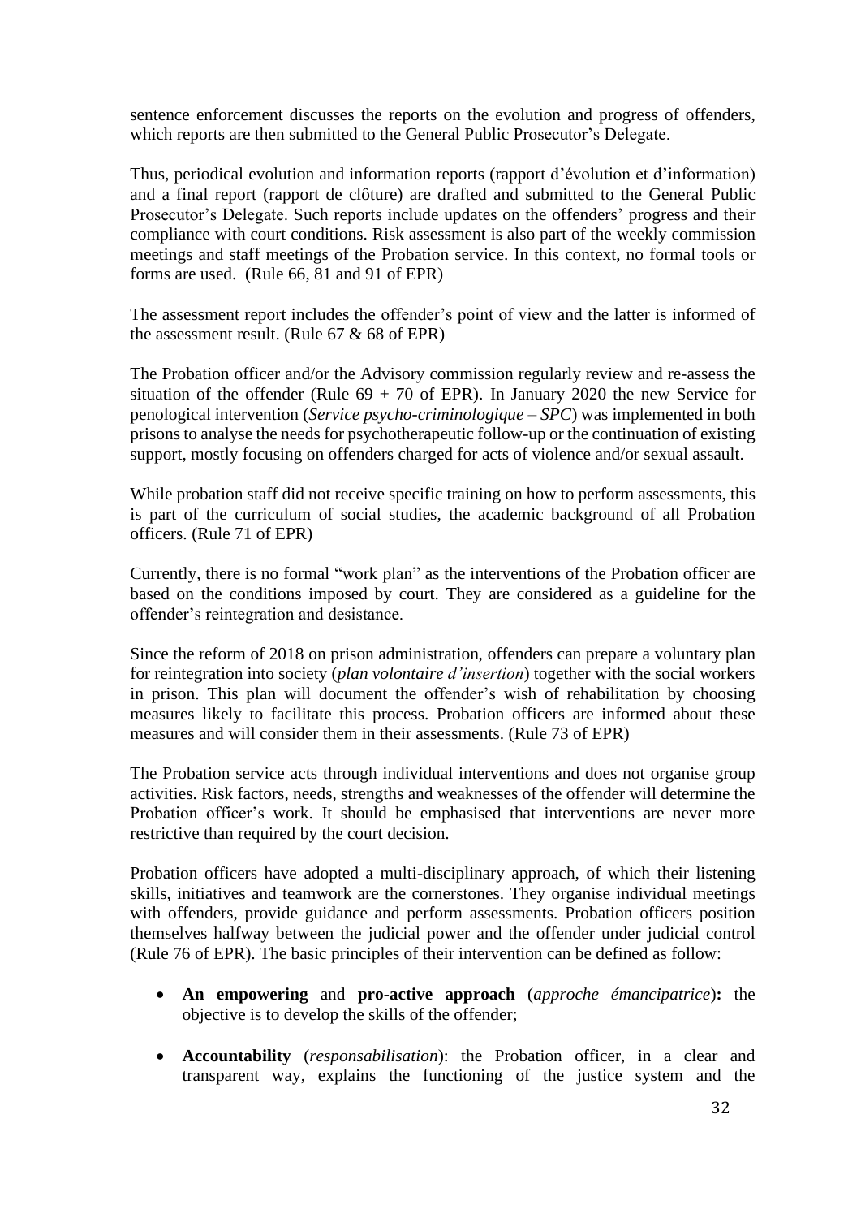sentence enforcement discusses the reports on the evolution and progress of offenders, which reports are then submitted to the General Public Prosecutor's Delegate.

Thus, periodical evolution and information reports (rapport d'évolution et d'information) and a final report (rapport de clôture) are drafted and submitted to the General Public Prosecutor's Delegate. Such reports include updates on the offenders' progress and their compliance with court conditions. Risk assessment is also part of the weekly commission meetings and staff meetings of the Probation service. In this context, no formal tools or forms are used. (Rule 66, 81 and 91 of EPR)

The assessment report includes the offender's point of view and the latter is informed of the assessment result. (Rule 67 & 68 of EPR)

The Probation officer and/or the Advisory commission regularly review and re-assess the situation of the offender (Rule 69 + 70 of EPR). In January 2020 the new Service for penological intervention (*Service psycho-criminologique – SPC*) was implemented in both prisons to analyse the needs for psychotherapeutic follow-up or the continuation of existing support, mostly focusing on offenders charged for acts of violence and/or sexual assault.

While probation staff did not receive specific training on how to perform assessments, this is part of the curriculum of social studies, the academic background of all Probation officers. (Rule 71 of EPR)

Currently, there is no formal "work plan" as the interventions of the Probation officer are based on the conditions imposed by court. They are considered as a guideline for the offender's reintegration and desistance.

Since the reform of 2018 on prison administration, offenders can prepare a voluntary plan for reintegration into society (*plan volontaire d'insertion*) together with the social workers in prison. This plan will document the offender's wish of rehabilitation by choosing measures likely to facilitate this process. Probation officers are informed about these measures and will consider them in their assessments. (Rule 73 of EPR)

The Probation service acts through individual interventions and does not organise group activities. Risk factors, needs, strengths and weaknesses of the offender will determine the Probation officer's work. It should be emphasised that interventions are never more restrictive than required by the court decision.

Probation officers have adopted a multi-disciplinary approach, of which their listening skills, initiatives and teamwork are the cornerstones. They organise individual meetings with offenders, provide guidance and perform assessments. Probation officers position themselves halfway between the judicial power and the offender under judicial control (Rule 76 of EPR). The basic principles of their intervention can be defined as follow:

- **An empowering** and **pro-active approach** (*approche émancipatrice*)**:** the objective is to develop the skills of the offender;

- **Accountability** (*responsabilisation*): the Probation officer, in a clear and transparent way, explains the functioning of the justice system and the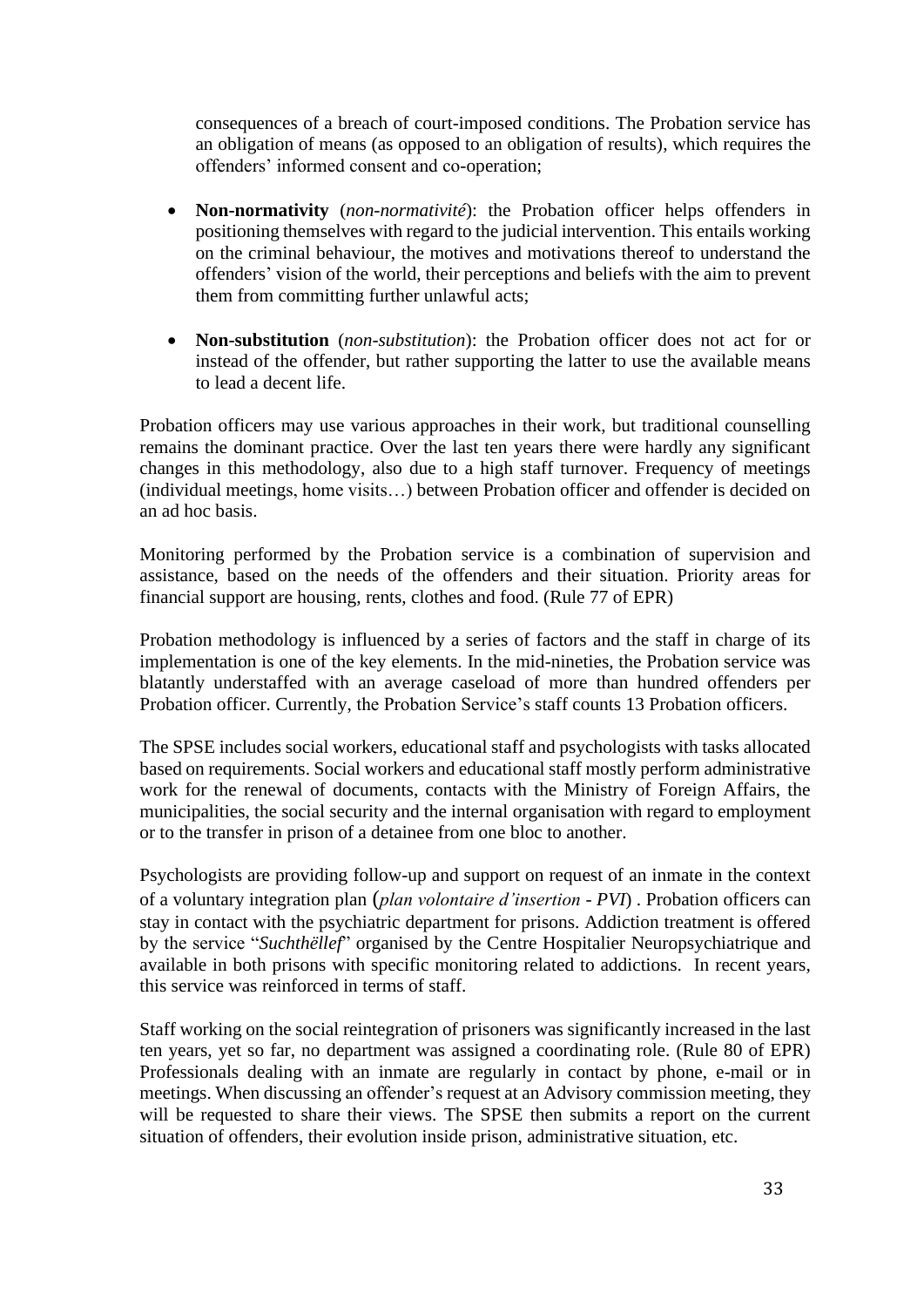consequences of a breach of court-imposed conditions. The Probation service has an obligation of means (as opposed to an obligation of results), which requires the offenders' informed consent and co-operation;

- **Non-normativity** (*non-normativité*): the Probation officer helps offenders in positioning themselves with regard to the judicial intervention. This entails working on the criminal behaviour, the motives and motivations thereof to understand the offenders' vision of the world, their perceptions and beliefs with the aim to prevent them from committing further unlawful acts;
- **Non-substitution** (*non-substitution*): the Probation officer does not act for or instead of the offender, but rather supporting the latter to use the available means to lead a decent life.

Probation officers may use various approaches in their work, but traditional counselling remains the dominant practice. Over the last ten years there were hardly any significant changes in this methodology, also due to a high staff turnover. Frequency of meetings (individual meetings, home visits…) between Probation officer and offender is decided on an ad hoc basis.

Monitoring performed by the Probation service is a combination of supervision and assistance, based on the needs of the offenders and their situation. Priority areas for financial support are housing, rents, clothes and food. (Rule 77 of EPR)

Probation methodology is influenced by a series of factors and the staff in charge of its implementation is one of the key elements. In the mid-nineties, the Probation service was blatantly understaffed with an average caseload of more than hundred offenders per Probation officer. Currently, the Probation Service's staff counts 13 Probation officers.

The SPSE includes social workers, educational staff and psychologists with tasks allocated based on requirements. Social workers and educational staff mostly perform administrative work for the renewal of documents, contacts with the Ministry of Foreign Affairs, the municipalities, the social security and the internal organisation with regard to employment or to the transfer in prison of a detainee from one bloc to another.

Psychologists are providing follow-up and support on request of an inmate in the context of a voluntary integration plan (*plan volontaire d'insertion - PVI*) . Probation officers can stay in contact with the psychiatric department for prisons. Addiction treatment is offered by the service "*Suchthëllef*" organised by the Centre Hospitalier Neuropsychiatrique and available in both prisons with specific monitoring related to addictions. In recent years, this service was reinforced in terms of staff.

Staff working on the social reintegration of prisoners was significantly increased in the last ten years, yet so far, no department was assigned a coordinating role. (Rule 80 of EPR) Professionals dealing with an inmate are regularly in contact by phone, e-mail or in meetings. When discussing an offender's request at an Advisory commission meeting, they will be requested to share their views. The SPSE then submits a report on the current situation of offenders, their evolution inside prison, administrative situation, etc.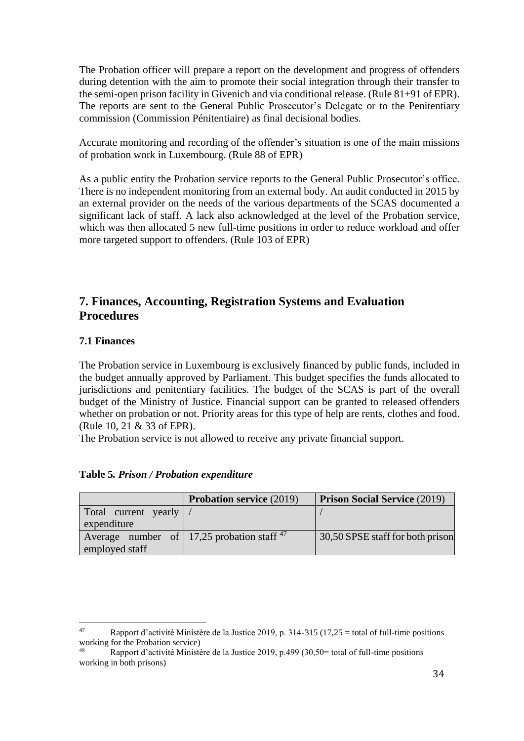The Probation officer will prepare a report on the development and progress of offenders during detention with the aim to promote their social integration through their transfer to the semi-open prison facility in Givenich and via conditional release. (Rule 81+91 of EPR). The reports are sent to the General Public Prosecutor's Delegate or to the Penitentiary commission (Commission Pénitentiaire) as final decisional bodies.

Accurate monitoring and recording of the offender's situation is one of the main missions of probation work in Luxembourg. (Rule 88 of EPR)

As a public entity the Probation service reports to the General Public Prosecutor's office. There is no independent monitoring from an external body. An audit conducted in 2015 by an external provider on the needs of the various departments of the SCAS documented a significant lack of staff. A lack also acknowledged at the level of the Probation service, which was then allocated 5 new full-time positions in order to reduce workload and offer more targeted support to offenders. (Rule 103 of EPR)

## 7. Finances, Accounting, Registration Systems and Evaluation Procedures

### 7.1 Finances

The Probation service in Luxembourg is exclusively financed by public funds, included in the budget annually approved by Parliament. This budget specifies the funds allocated to jurisdictions and penitentiary facilities. The budget of the SCAS is part of the overall budget of the Ministry of Justice. Financial support can be granted to released offenders whether on probation or not. Priority areas for this type of help are rents, clothes and food. (Rule 10, 21 & 33 of EPR).

The Probation service is not allowed to receive any private financial support.

**Table 5.** ***Prison / Probation expenditure***

| | **Probation service** (2019) | **Prison Social Service** (2019) |
|---|---|---|
| Total current yearly expenditure | / | / |
| Average number of employed staff | 17,25 probation staff [47] | 30,50 SPSE staff for both prison |

[47] Rapport d'activité Ministère de la Justice 2019, p. 314-315 (17,25 = total of full-time positions working for the Probation service)

[48] Rapport d'activité Ministère de la Justice 2019, p.499 (30,50= total of full-time positions working in both prisons)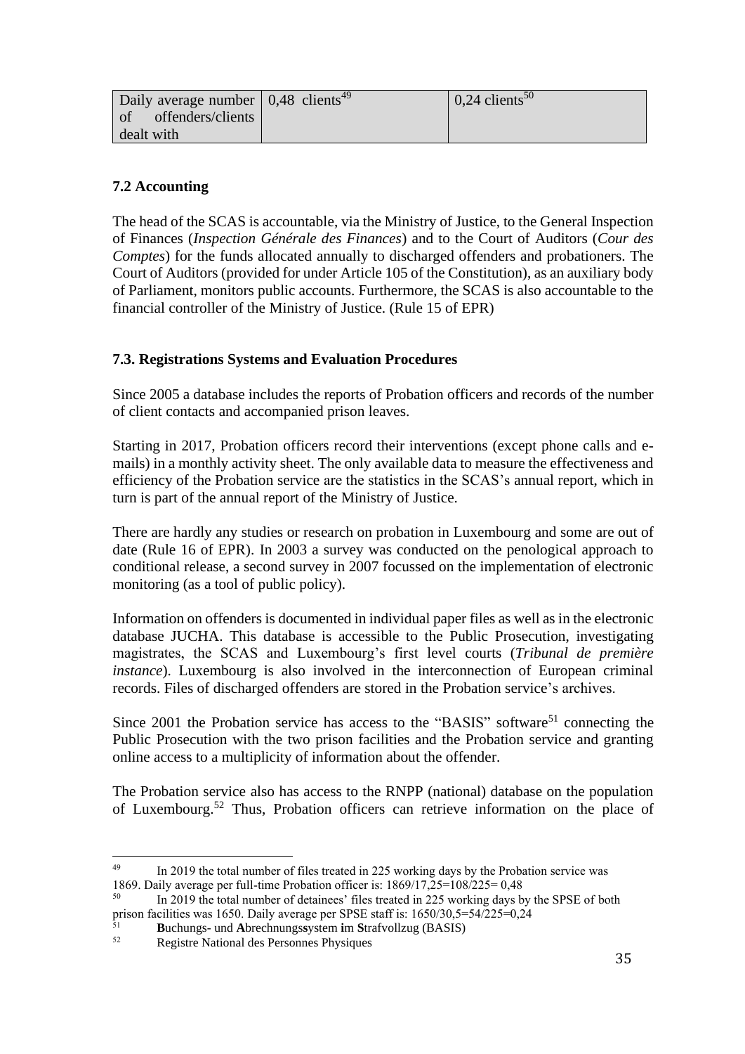| Daily average number of offenders/clients dealt with | 0,48 clients[49] | 0,24 clients[50] |
|---|---|---|

### 7.2 Accounting

The head of the SCAS is accountable, via the Ministry of Justice, to the General Inspection of Finances (*Inspection Générale des Finances*) and to the Court of Auditors (*Cour des Comptes*) for the funds allocated annually to discharged offenders and probationers. The Court of Auditors (provided for under Article 105 of the Constitution), as an auxiliary body of Parliament, monitors public accounts. Furthermore, the SCAS is also accountable to the financial controller of the Ministry of Justice. (Rule 15 of EPR)

### 7.3. Registrations Systems and Evaluation Procedures

Since 2005 a database includes the reports of Probation officers and records of the number of client contacts and accompanied prison leaves.

Starting in 2017, Probation officers record their interventions (except phone calls and e-mails) in a monthly activity sheet. The only available data to measure the effectiveness and efficiency of the Probation service are the statistics in the SCAS's annual report, which in turn is part of the annual report of the Ministry of Justice.

There are hardly any studies or research on probation in Luxembourg and some are out of date (Rule 16 of EPR). In 2003 a survey was conducted on the penological approach to conditional release, a second survey in 2007 focussed on the implementation of electronic monitoring (as a tool of public policy).

Information on offenders is documented in individual paper files as well as in the electronic database JUCHA. This database is accessible to the Public Prosecution, investigating magistrates, the SCAS and Luxembourg's first level courts (*Tribunal de première instance*). Luxembourg is also involved in the interconnection of European criminal records. Files of discharged offenders are stored in the Probation service's archives.

Since 2001 the Probation service has access to the "BASIS" software[51] connecting the Public Prosecution with the two prison facilities and the Probation service and granting online access to a multiplicity of information about the offender.

The Probation service also has access to the RNPP (national) database on the population of Luxembourg.[52] Thus, Probation officers can retrieve information on the place of

---

[49] In 2019 the total number of files treated in 225 working days by the Probation service was 1869. Daily average per full-time Probation officer is: 1869/17,25=108/225= 0,48

[50] In 2019 the total number of detainees' files treated in 225 working days by the SPSE of both prison facilities was 1650. Daily average per SPSE staff is: 1650/30,5=54/225=0,24

[51] **B**uchungs- und **A**brechnungs**s**ystem **i**m **S**trafvollzug (BASIS)

[52] Registre National des Personnes Physiques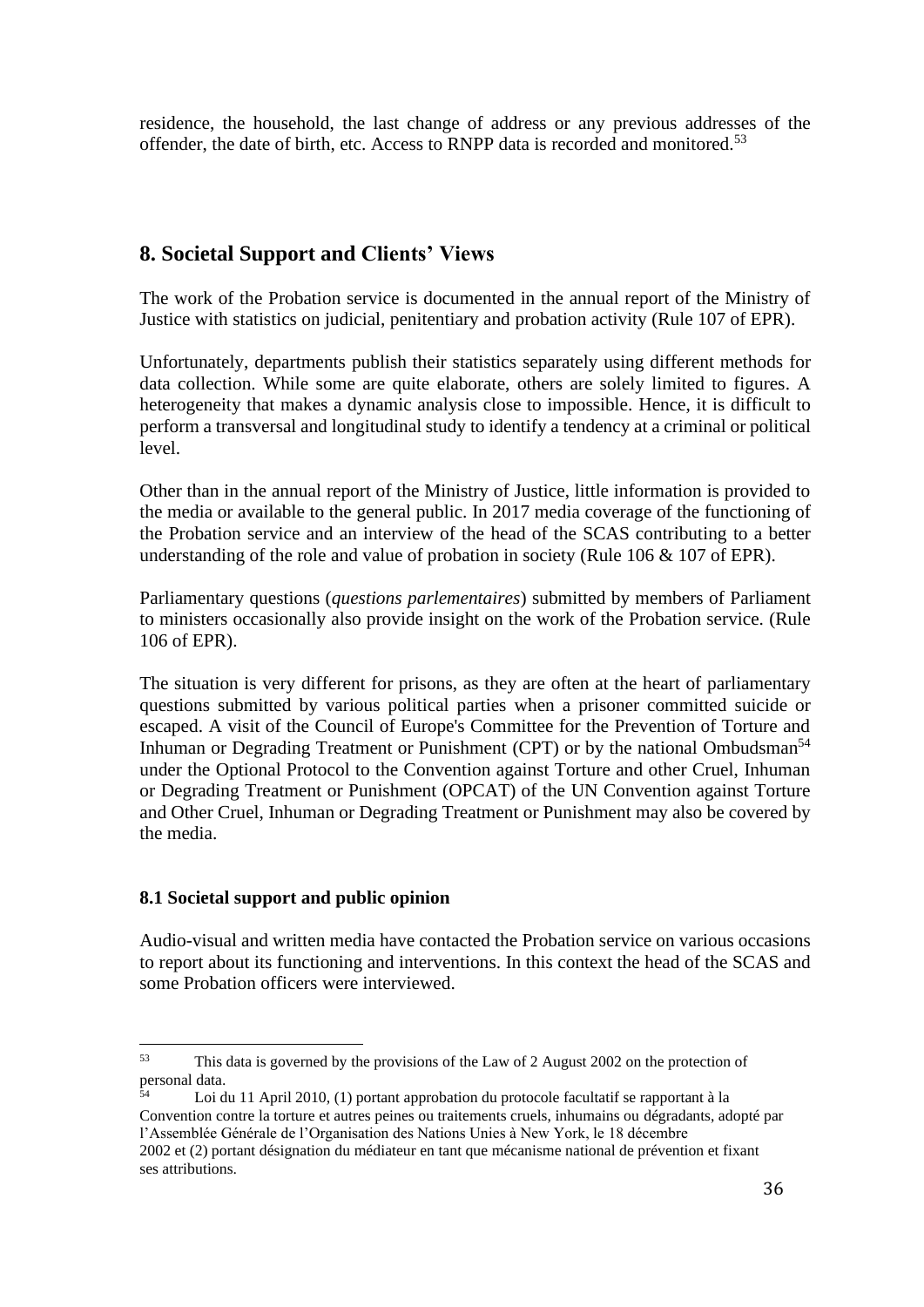residence, the household, the last change of address or any previous addresses of the offender, the date of birth, etc. Access to RNPP data is recorded and monitored.[53]

## 8. Societal Support and Clients' Views

The work of the Probation service is documented in the annual report of the Ministry of Justice with statistics on judicial, penitentiary and probation activity (Rule 107 of EPR).

Unfortunately, departments publish their statistics separately using different methods for data collection. While some are quite elaborate, others are solely limited to figures. A heterogeneity that makes a dynamic analysis close to impossible. Hence, it is difficult to perform a transversal and longitudinal study to identify a tendency at a criminal or political level.

Other than in the annual report of the Ministry of Justice, little information is provided to the media or available to the general public. In 2017 media coverage of the functioning of the Probation service and an interview of the head of the SCAS contributing to a better understanding of the role and value of probation in society (Rule 106 & 107 of EPR).

Parliamentary questions (*questions parlementaires*) submitted by members of Parliament to ministers occasionally also provide insight on the work of the Probation service. (Rule 106 of EPR).

The situation is very different for prisons, as they are often at the heart of parliamentary questions submitted by various political parties when a prisoner committed suicide or escaped. A visit of the Council of Europe's Committee for the Prevention of Torture and Inhuman or Degrading Treatment or Punishment (CPT) or by the national Ombudsman[54] under the Optional Protocol to the Convention against Torture and other Cruel, Inhuman or Degrading Treatment or Punishment (OPCAT) of the UN Convention against Torture and Other Cruel, Inhuman or Degrading Treatment or Punishment may also be covered by the media.

### 8.1 Societal support and public opinion

Audio-visual and written media have contacted the Probation service on various occasions to report about its functioning and interventions. In this context the head of the SCAS and some Probation officers were interviewed.

---

[53] This data is governed by the provisions of the Law of 2 August 2002 on the protection of personal data.

[54] Loi du 11 April 2010, (1) portant approbation du protocole facultatif se rapportant à la Convention contre la torture et autres peines ou traitements cruels, inhumains ou dégradants, adopté par l'Assemblée Générale de l'Organisation des Nations Unies à New York, le 18 décembre 2002 et (2) portant désignation du médiateur en tant que mécanisme national de prévention et fixant ses attributions.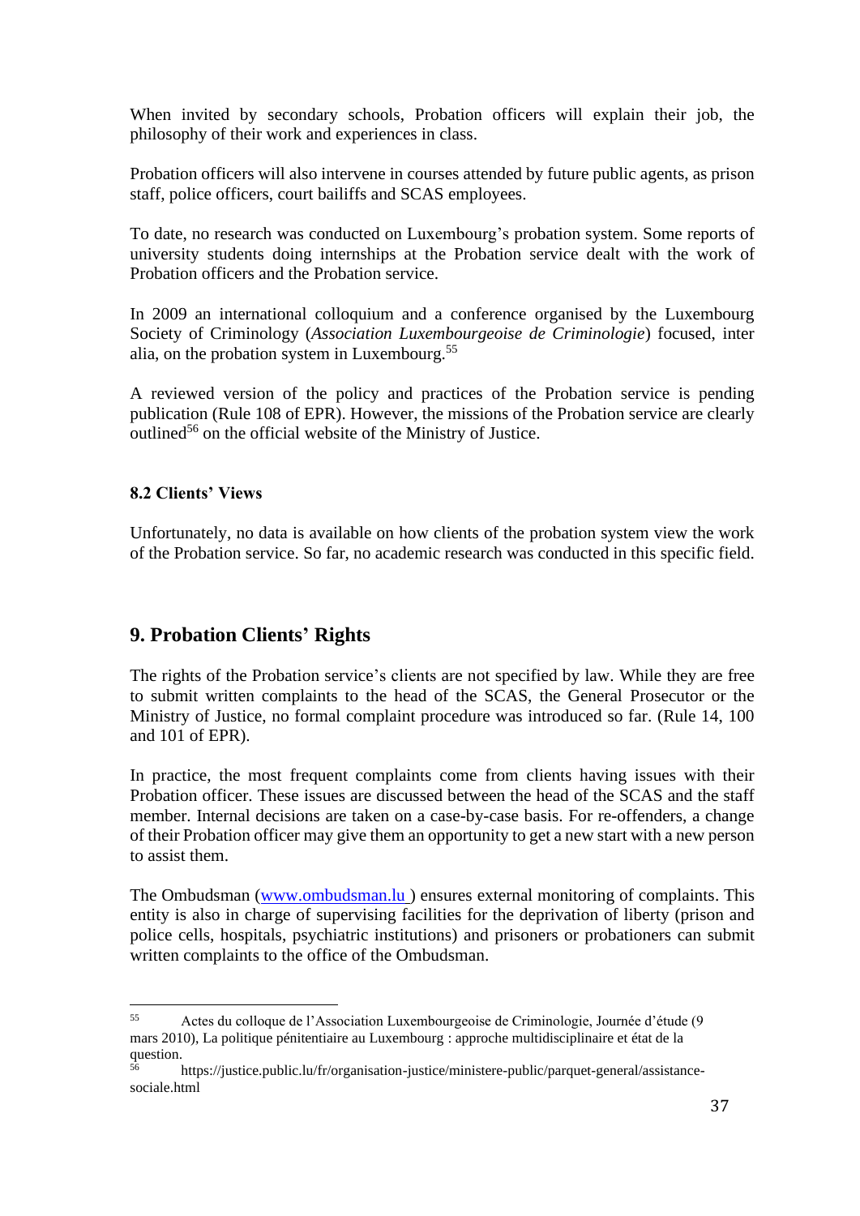When invited by secondary schools, Probation officers will explain their job, the philosophy of their work and experiences in class.

Probation officers will also intervene in courses attended by future public agents, as prison staff, police officers, court bailiffs and SCAS employees.

To date, no research was conducted on Luxembourg's probation system. Some reports of university students doing internships at the Probation service dealt with the work of Probation officers and the Probation service.

In 2009 an international colloquium and a conference organised by the Luxembourg Society of Criminology (*Association Luxembourgeoise de Criminologie*) focused, inter alia, on the probation system in Luxembourg.[55]

A reviewed version of the policy and practices of the Probation service is pending publication (Rule 108 of EPR). However, the missions of the Probation service are clearly outlined[56] on the official website of the Ministry of Justice.

### 8.2 Clients' Views

Unfortunately, no data is available on how clients of the probation system view the work of the Probation service. So far, no academic research was conducted in this specific field.

## 9. Probation Clients' Rights

The rights of the Probation service's clients are not specified by law. While they are free to submit written complaints to the head of the SCAS, the General Prosecutor or the Ministry of Justice, no formal complaint procedure was introduced so far. (Rule 14, 100 and 101 of EPR).

In practice, the most frequent complaints come from clients having issues with their Probation officer. These issues are discussed between the head of the SCAS and the staff member. Internal decisions are taken on a case-by-case basis. For re-offenders, a change of their Probation officer may give them an opportunity to get a new start with a new person to assist them.

The Ombudsman (www.ombudsman.lu) ensures external monitoring of complaints. This entity is also in charge of supervising facilities for the deprivation of liberty (prison and police cells, hospitals, psychiatric institutions) and prisoners or probationers can submit written complaints to the office of the Ombudsman.

---

[55] Actes du colloque de l'Association Luxembourgeoise de Criminologie, Journée d'étude (9 mars 2010), La politique pénitentiaire au Luxembourg : approche multidisciplinaire et état de la question.

[56] https://justice.public.lu/fr/organisation-justice/ministere-public/parquet-general/assistance-sociale.html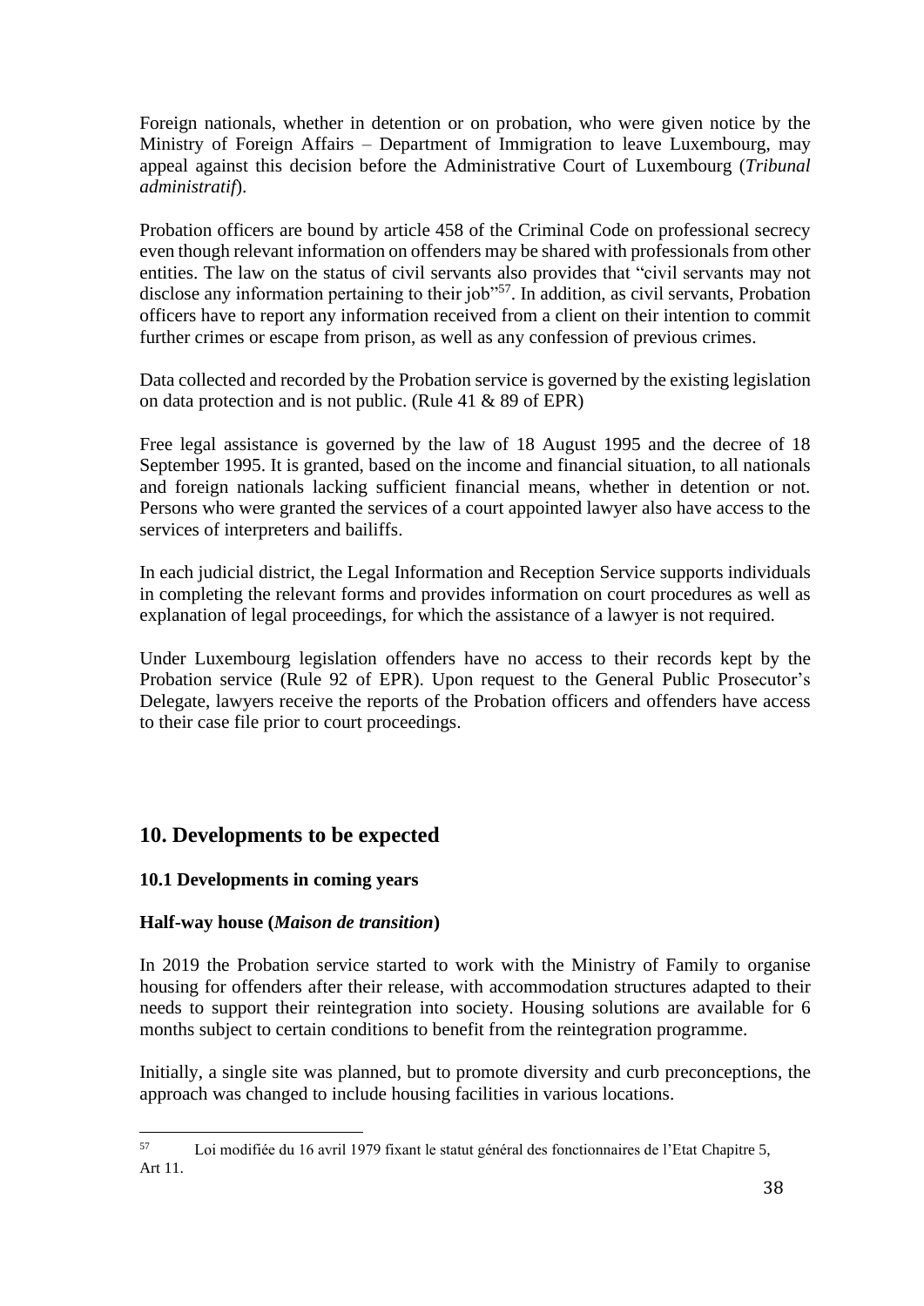Foreign nationals, whether in detention or on probation, who were given notice by the Ministry of Foreign Affairs – Department of Immigration to leave Luxembourg, may appeal against this decision before the Administrative Court of Luxembourg (*Tribunal administratif*).

Probation officers are bound by article 458 of the Criminal Code on professional secrecy even though relevant information on offenders may be shared with professionals from other entities. The law on the status of civil servants also provides that "civil servants may not disclose any information pertaining to their job"[57]. In addition, as civil servants, Probation officers have to report any information received from a client on their intention to commit further crimes or escape from prison, as well as any confession of previous crimes.

Data collected and recorded by the Probation service is governed by the existing legislation on data protection and is not public. (Rule 41 & 89 of EPR)

Free legal assistance is governed by the law of 18 August 1995 and the decree of 18 September 1995. It is granted, based on the income and financial situation, to all nationals and foreign nationals lacking sufficient financial means, whether in detention or not. Persons who were granted the services of a court appointed lawyer also have access to the services of interpreters and bailiffs.

In each judicial district, the Legal Information and Reception Service supports individuals in completing the relevant forms and provides information on court procedures as well as explanation of legal proceedings, for which the assistance of a lawyer is not required.

Under Luxembourg legislation offenders have no access to their records kept by the Probation service (Rule 92 of EPR). Upon request to the General Public Prosecutor's Delegate, lawyers receive the reports of the Probation officers and offenders have access to their case file prior to court proceedings.

## 10. Developments to be expected

### 10.1 Developments in coming years

**Half-way house (*Maison de transition*)**

In 2019 the Probation service started to work with the Ministry of Family to organise housing for offenders after their release, with accommodation structures adapted to their needs to support their reintegration into society. Housing solutions are available for 6 months subject to certain conditions to benefit from the reintegration programme.

Initially, a single site was planned, but to promote diversity and curb preconceptions, the approach was changed to include housing facilities in various locations.

[57] Loi modifiée du 16 avril 1979 fixant le statut général des fonctionnaires de l'Etat Chapitre 5, Art 11.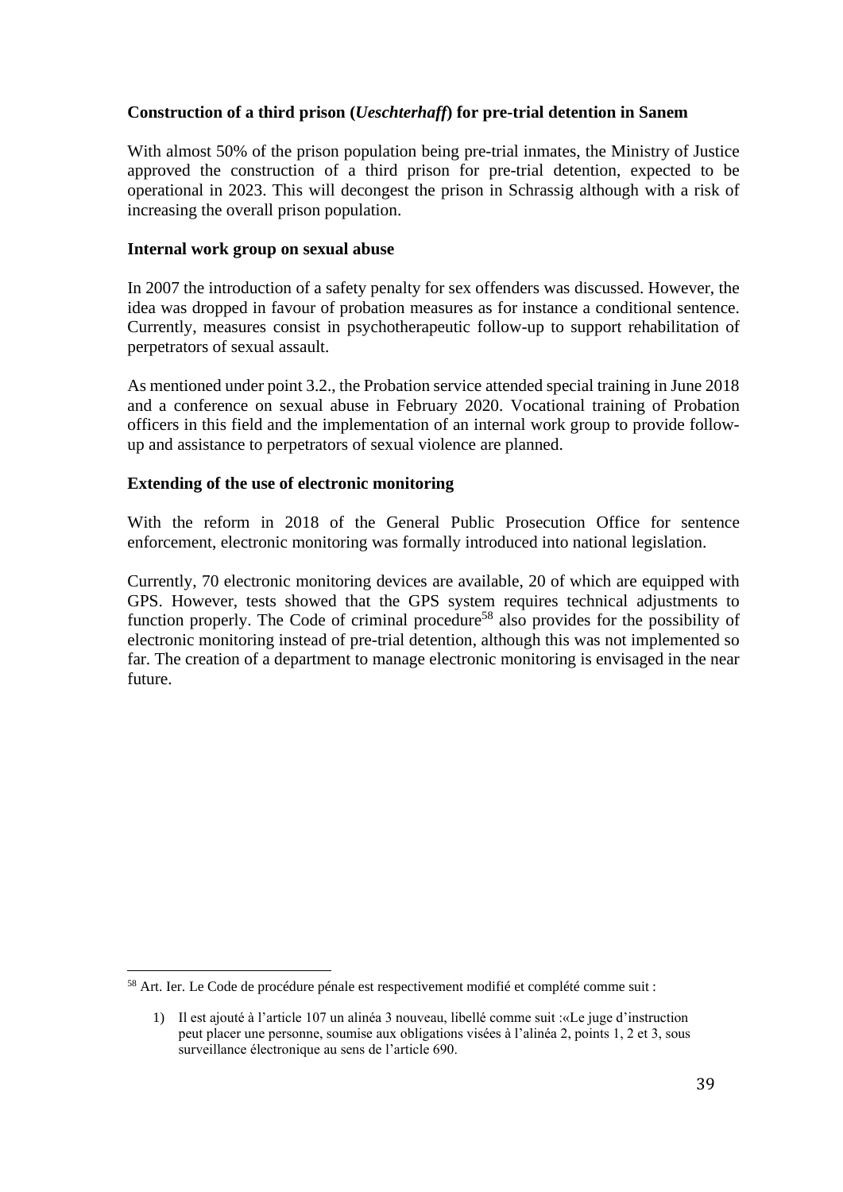**Construction of a third prison (*Ueschterhaff*) for pre-trial detention in Sanem**

With almost 50% of the prison population being pre-trial inmates, the Ministry of Justice approved the construction of a third prison for pre-trial detention, expected to be operational in 2023. This will decongest the prison in Schrassig although with a risk of increasing the overall prison population.

**Internal work group on sexual abuse**

In 2007 the introduction of a safety penalty for sex offenders was discussed. However, the idea was dropped in favour of probation measures as for instance a conditional sentence. Currently, measures consist in psychotherapeutic follow-up to support rehabilitation of perpetrators of sexual assault.

As mentioned under point 3.2., the Probation service attended special training in June 2018 and a conference on sexual abuse in February 2020. Vocational training of Probation officers in this field and the implementation of an internal work group to provide follow-up and assistance to perpetrators of sexual violence are planned.

**Extending of the use of electronic monitoring**

With the reform in 2018 of the General Public Prosecution Office for sentence enforcement, electronic monitoring was formally introduced into national legislation.

Currently, 70 electronic monitoring devices are available, 20 of which are equipped with GPS. However, tests showed that the GPS system requires technical adjustments to function properly. The Code of criminal procedure[58] also provides for the possibility of electronic monitoring instead of pre-trial detention, although this was not implemented so far. The creation of a department to manage electronic monitoring is envisaged in the near future.

---

[58] Art. Ier. Le Code de procédure pénale est respectivement modifié et complété comme suit :

1) Il est ajouté à l'article 107 un alinéa 3 nouveau, libellé comme suit :«Le juge d'instruction peut placer une personne, soumise aux obligations visées à l'alinéa 2, points 1, 2 et 3, sous surveillance électronique au sens de l'article 690.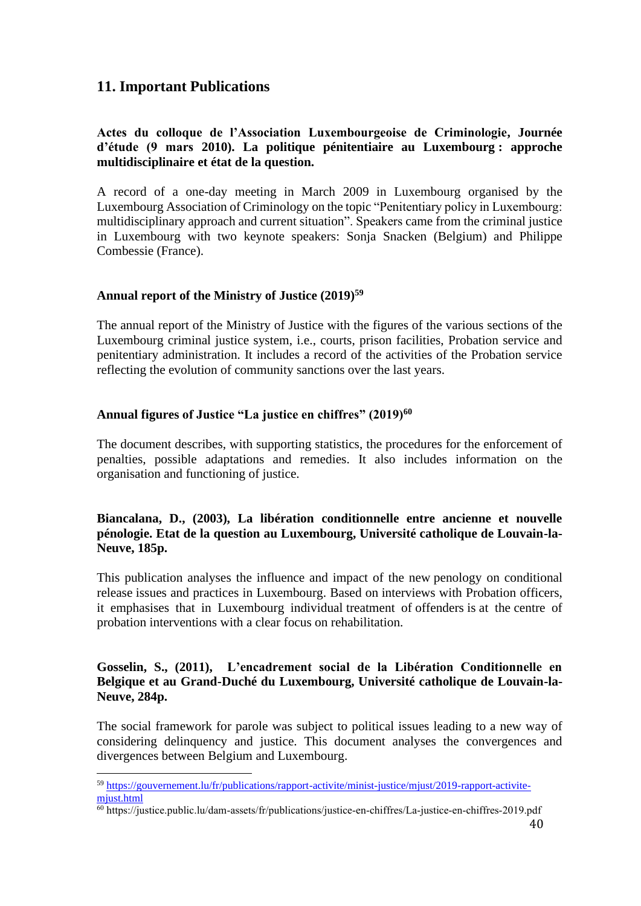## 11. Important Publications

**Actes du colloque de l'Association Luxembourgeoise de Criminologie, Journée d'étude (9 mars 2010). La politique pénitentiaire au Luxembourg : approche multidisciplinaire et état de la question.**

A record of a one-day meeting in March 2009 in Luxembourg organised by the Luxembourg Association of Criminology on the topic "Penitentiary policy in Luxembourg: multidisciplinary approach and current situation". Speakers came from the criminal justice in Luxembourg with two keynote speakers: Sonja Snacken (Belgium) and Philippe Combessie (France).

**Annual report of the Ministry of Justice (2019)[59]**

The annual report of the Ministry of Justice with the figures of the various sections of the Luxembourg criminal justice system, i.e., courts, prison facilities, Probation service and penitentiary administration. It includes a record of the activities of the Probation service reflecting the evolution of community sanctions over the last years.

**Annual figures of Justice "La justice en chiffres" (2019)[60]**

The document describes, with supporting statistics, the procedures for the enforcement of penalties, possible adaptations and remedies. It also includes information on the organisation and functioning of justice.

**Biancalana, D., (2003), La libération conditionnelle entre ancienne et nouvelle pénologie. Etat de la question au Luxembourg, Université catholique de Louvain-la-Neuve, 185p.**

This publication analyses the influence and impact of the new penology on conditional release issues and practices in Luxembourg. Based on interviews with Probation officers, it emphasises that in Luxembourg individual treatment of offenders is at the centre of probation interventions with a clear focus on rehabilitation.

**Gosselin, S., (2011), L'encadrement social de la Libération Conditionnelle en Belgique et au Grand-Duché du Luxembourg, Université catholique de Louvain-la-Neuve, 284p.**

The social framework for parole was subject to political issues leading to a new way of considering delinquency and justice. This document analyses the convergences and divergences between Belgium and Luxembourg.

---

[59] https://gouvernement.lu/fr/publications/rapport-activite/minist-justice/mjust/2019-rapport-activite-mjust.html

[60] https://justice.public.lu/dam-assets/fr/publications/justice-en-chiffres/La-justice-en-chiffres-2019.pdf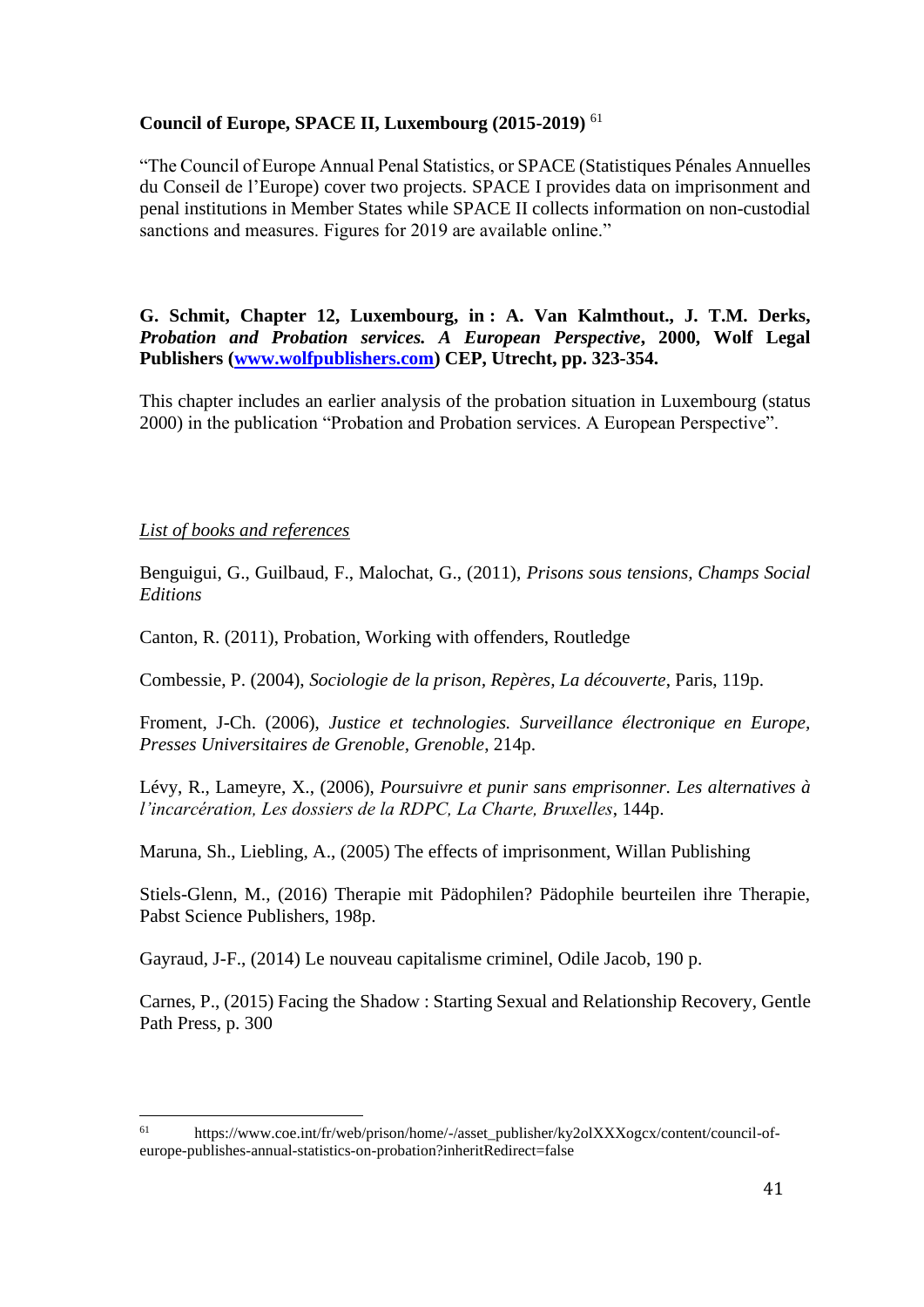**Council of Europe, SPACE II, Luxembourg (2015-2019)** [61]

"The Council of Europe Annual Penal Statistics, or SPACE (Statistiques Pénales Annuelles du Conseil de l'Europe) cover two projects. SPACE I provides data on imprisonment and penal institutions in Member States while SPACE II collects information on non-custodial sanctions and measures. Figures for 2019 are available online."

**G. Schmit, Chapter 12, Luxembourg, in : A. Van Kalmthout., J. T.M. Derks, *Probation and Probation services. A European Perspective*, 2000, Wolf Legal Publishers ([www.wolfpublishers.com](http://www.wolfpublishers.com)) CEP, Utrecht, pp. 323-354.**

This chapter includes an earlier analysis of the probation situation in Luxembourg (status 2000) in the publication "Probation and Probation services. A European Perspective".

*List of books and references*

Benguigui, G., Guilbaud, F., Malochat, G., (2011), *Prisons sous tensions, Champs Social Editions*

Canton, R. (2011), Probation, Working with offenders, Routledge

Combessie, P. (2004), *Sociologie de la prison, Repères, La découverte*, Paris, 119p.

Froment, J-Ch. (2006), *Justice et technologies. Surveillance électronique en Europe, Presses Universitaires de Grenoble, Grenoble*, 214p.

Lévy, R., Lameyre, X., (2006), *Poursuivre et punir sans emprisonner. Les alternatives à l'incarcération, Les dossiers de la RDPC, La Charte, Bruxelles*, 144p.

Maruna, Sh., Liebling, A., (2005) The effects of imprisonment, Willan Publishing

Stiels-Glenn, M., (2016) Therapie mit Pädophilen? Pädophile beurteilen ihre Therapie, Pabst Science Publishers, 198p.

Gayraud, J-F., (2014) Le nouveau capitalisme criminel, Odile Jacob, 190 p.

Carnes, P., (2015) Facing the Shadow : Starting Sexual and Relationship Recovery, Gentle Path Press, p. 300

[61] https://www.coe.int/fr/web/prison/home/-/asset_publisher/ky2olXXXogcx/content/council-of-europe-publishes-annual-statistics-on-probation?inheritRedirect=false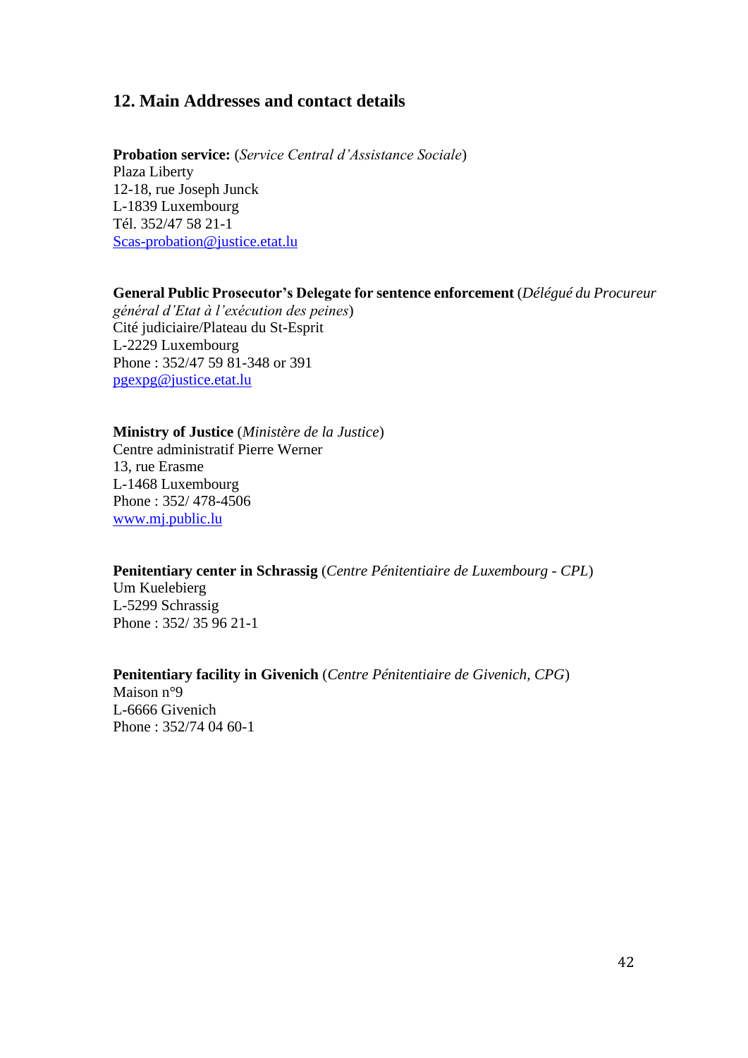## 12. Main Addresses and contact details

**Probation service:** (*Service Central d'Assistance Sociale*)
Plaza Liberty
12-18, rue Joseph Junck
L-1839 Luxembourg
Tél. 352/47 58 21-1
Scas-probation@justice.etat.lu

**General Public Prosecutor's Delegate for sentence enforcement** (*Délégué du Procureur général d'Etat à l'exécution des peines*)
Cité judiciaire/Plateau du St-Esprit
L-2229 Luxembourg
Phone : 352/47 59 81-348 or 391
pgexpg@justice.etat.lu

**Ministry of Justice** (*Ministère de la Justice*)
Centre administratif Pierre Werner
13, rue Erasme
L-1468 Luxembourg
Phone : 352/ 478-4506
www.mj.public.lu

**Penitentiary center in Schrassig** (*Centre Pénitentiaire de Luxembourg - CPL*)
Um Kuelebierg
L-5299 Schrassig
Phone : 352/ 35 96 21-1

**Penitentiary facility in Givenich** (*Centre Pénitentiaire de Givenich, CPG*)
Maison n°9
L-6666 Givenich
Phone : 352/74 04 60-1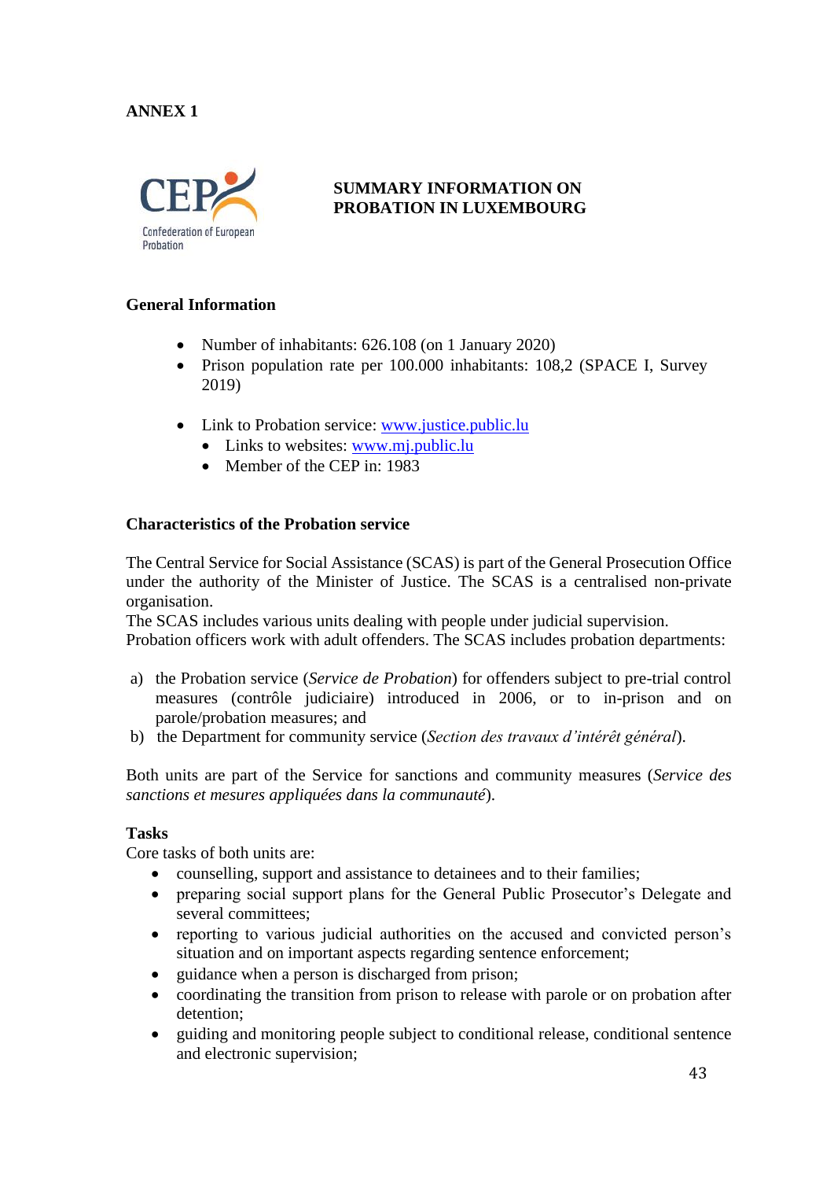**ANNEX 1**

**SUMMARY INFORMATION ON PROBATION IN LUXEMBOURG**

### General Information

- Number of inhabitants: 626.108 (on 1 January 2020)
- Prison population rate per 100.000 inhabitants: 108,2 (SPACE I, Survey 2019)

- Link to Probation service: www.justice.public.lu
  - Links to websites: www.mj.public.lu
  - Member of the CEP in: 1983

### Characteristics of the Probation service

The Central Service for Social Assistance (SCAS) is part of the General Prosecution Office under the authority of the Minister of Justice. The SCAS is a centralised non-private organisation.
The SCAS includes various units dealing with people under judicial supervision.
Probation officers work with adult offenders. The SCAS includes probation departments:

a) the Probation service (*Service de Probation*) for offenders subject to pre-trial control measures (contrôle judiciaire) introduced in 2006, or to in-prison and on parole/probation measures; and
b) the Department for community service (*Section des travaux d'intérêt général*).

Both units are part of the Service for sanctions and community measures (*Service des sanctions et mesures appliquées dans la communauté*).

### Tasks

Core tasks of both units are:

- counselling, support and assistance to detainees and to their families;
- preparing social support plans for the General Public Prosecutor's Delegate and several committees;
- reporting to various judicial authorities on the accused and convicted person's situation and on important aspects regarding sentence enforcement;
- guidance when a person is discharged from prison;
- coordinating the transition from prison to release with parole or on probation after detention;
- guiding and monitoring people subject to conditional release, conditional sentence and electronic supervision;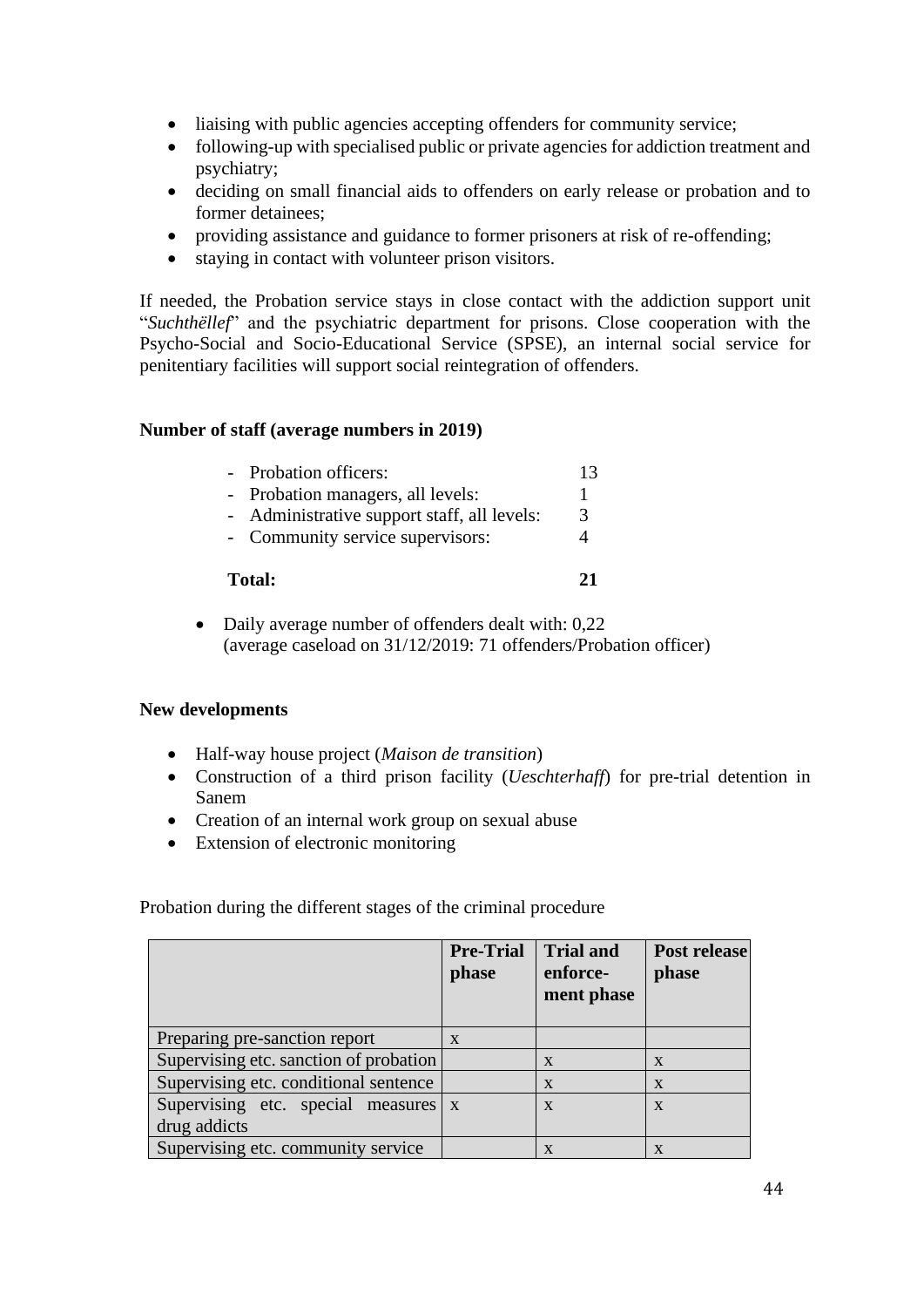- liaising with public agencies accepting offenders for community service;
- following-up with specialised public or private agencies for addiction treatment and psychiatry;
- deciding on small financial aids to offenders on early release or probation and to former detainees;
- providing assistance and guidance to former prisoners at risk of re-offending;
- staying in contact with volunteer prison visitors.

If needed, the Probation service stays in close contact with the addiction support unit "*Suchthëllef*" and the psychiatric department for prisons. Close cooperation with the Psycho-Social and Socio-Educational Service (SPSE), an internal social service for penitentiary facilities will support social reintegration of offenders.

**Number of staff (average numbers in 2019)**

- Probation officers: 13
- Probation managers, all levels: 1
- Administrative support staff, all levels: 3
- Community service supervisors: 4

**Total: 21**

- Daily average number of offenders dealt with: 0,22
  (average caseload on 31/12/2019: 71 offenders/Probation officer)

**New developments**

- Half-way house project (*Maison de transition*)
- Construction of a third prison facility (*Ueschterhaff*) for pre-trial detention in Sanem
- Creation of an internal work group on sexual abuse
- Extension of electronic monitoring

Probation during the different stages of the criminal procedure

| | **Pre-Trial phase** | **Trial and enforce-ment phase** | **Post release phase** |
|---|---|---|---|
| Preparing pre-sanction report | x | | |
| Supervising etc. sanction of probation | | x | x |
| Supervising etc. conditional sentence | | x | x |
| Supervising etc. special measures drug addicts | x | x | x |
| Supervising etc. community service | | x | x |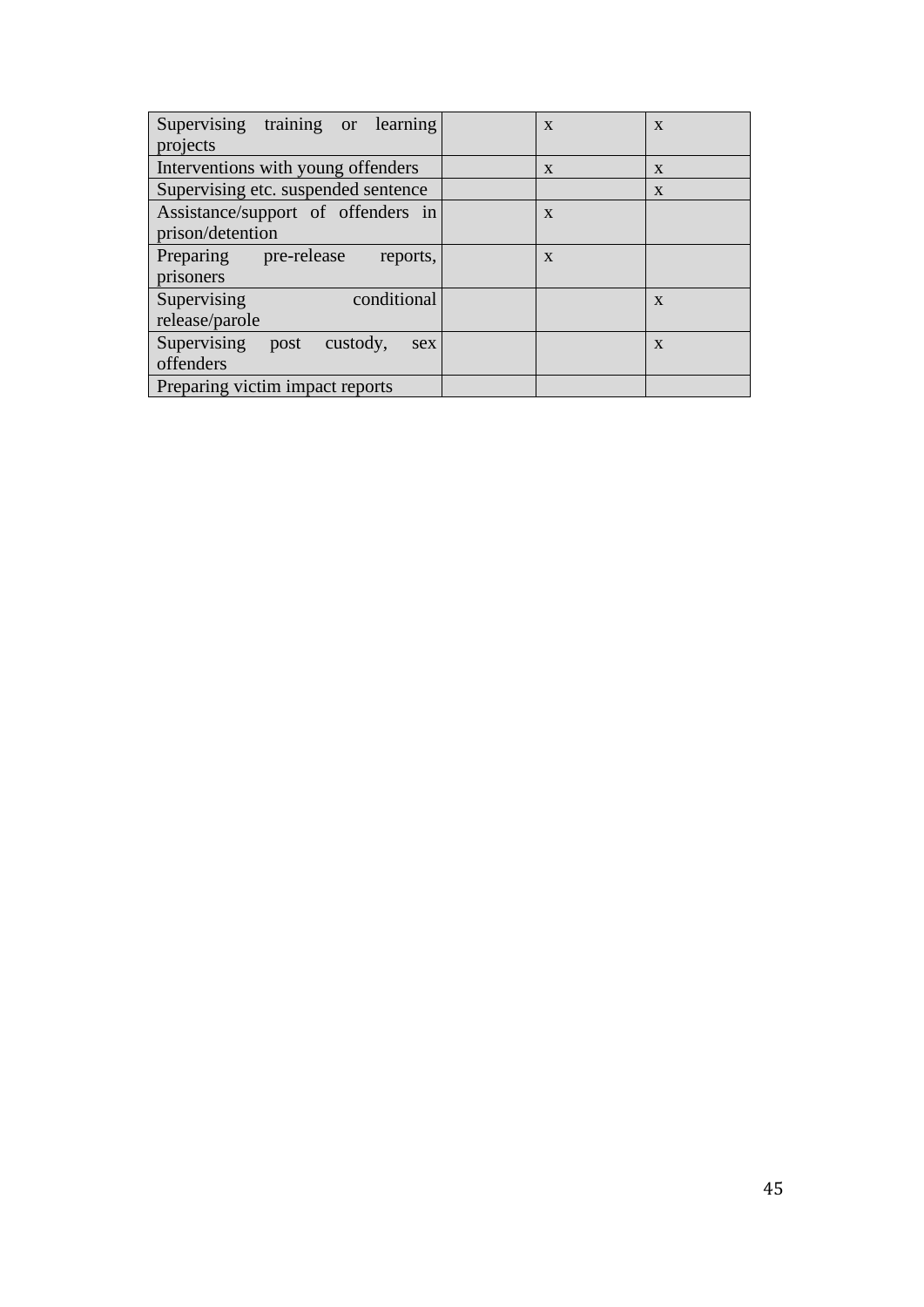| | | | |
|---|---|---|---|
| Supervising training or learning projects | | x | x |
| Interventions with young offenders | | x | x |
| Supervising etc. suspended sentence | | | x |
| Assistance/support of offenders in prison/detention | | x | |
| Preparing pre-release reports, prisoners | | x | |
| Supervising conditional release/parole | | | x |
| Supervising post custody, sex offenders | | | x |
| Preparing victim impact reports | | | |